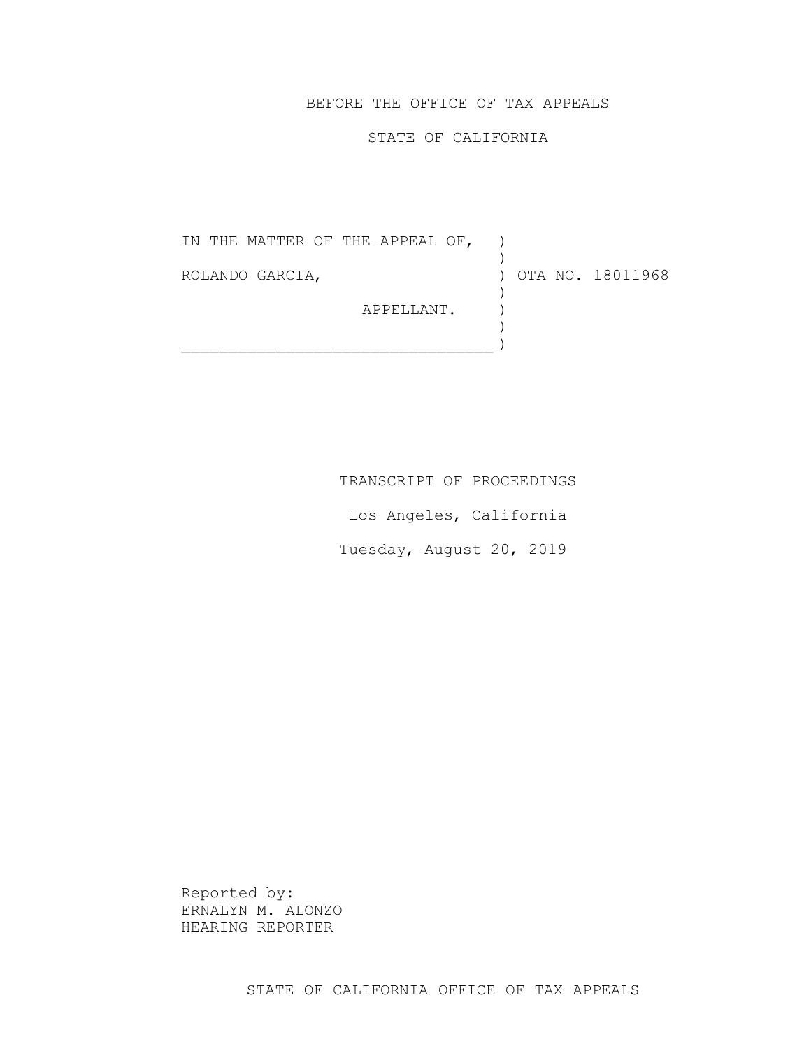BEFORE THE OFFICE OF TAX APPEALS

STATE OF CALIFORNIA

```
IN THE MATTER OF THE APPEAL OF,   )
                                  )
ROLANDO GARCIA,                   ) OTA NO. 18011968
                                  )
                  APPELLANT.      )
                                  )
__________________________________)
```

TRANSCRIPT OF PROCEEDINGS

Los Angeles, California

Tuesday, August 20, 2019

Reported by:
ERNALYN M. ALONZO
HEARING REPORTER

STATE OF CALIFORNIA OFFICE OF TAX APPEALS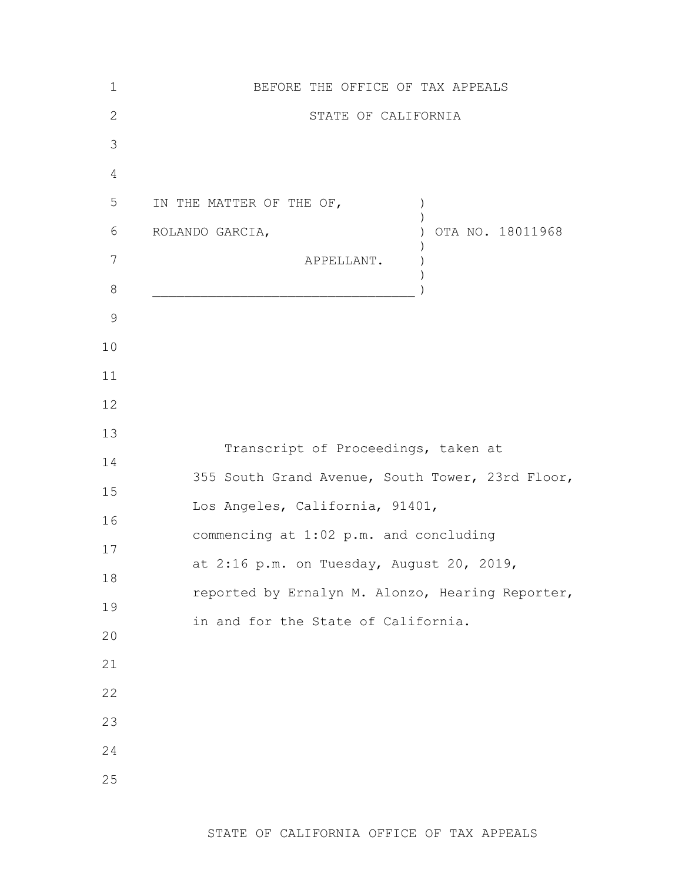BEFORE THE OFFICE OF TAX APPEALS

STATE OF CALIFORNIA

IN THE MATTER OF THE OF,
ROLANDO GARCIA,
APPELLANT.

OTA NO. 18011968

Transcript of Proceedings, taken at 355 South Grand Avenue, South Tower, 23rd Floor, Los Angeles, California, 91401, commencing at 1:02 p.m. and concluding at 2:16 p.m. on Tuesday, August 20, 2019, reported by Ernalyn M. Alonzo, Hearing Reporter, in and for the State of California.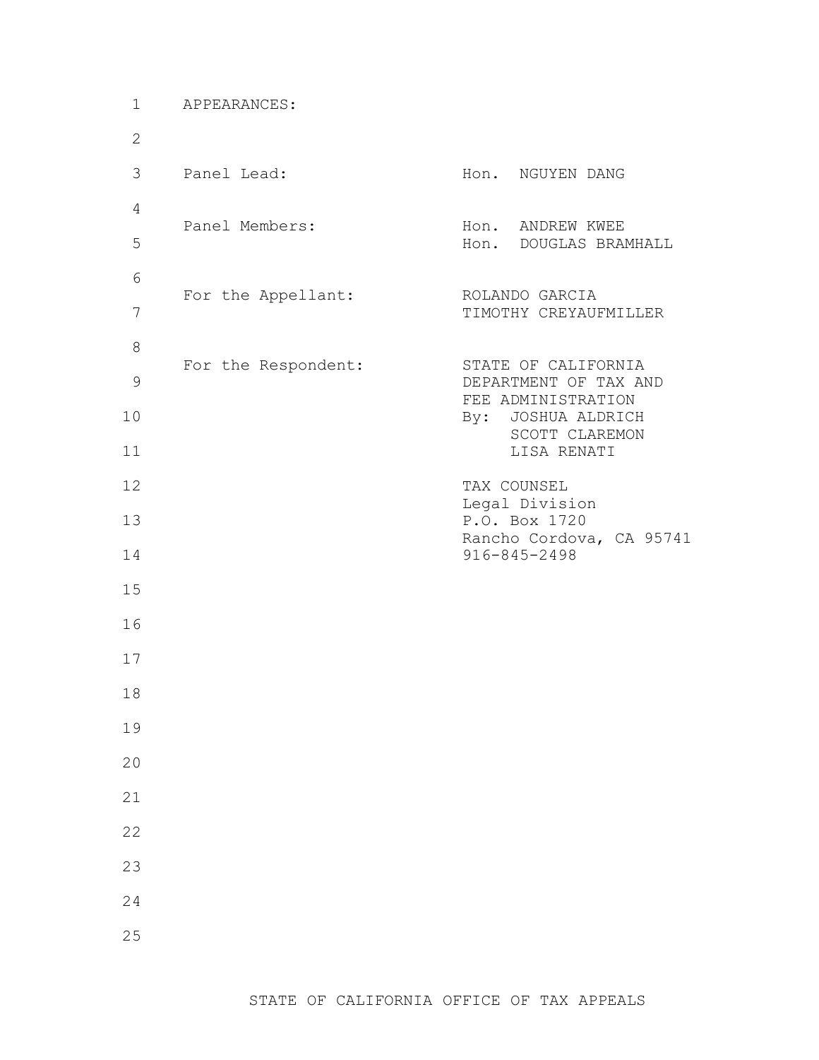APPEARANCES:

Panel Lead: Hon. NGUYEN DANG

Panel Members: Hon. ANDREW KWEE
Hon. DOUGLAS BRAMHALL

For the Appellant: ROLANDO GARCIA
TIMOTHY CREYAUFMILLER

For the Respondent: STATE OF CALIFORNIA
DEPARTMENT OF TAX AND
FEE ADMINISTRATION
By: JOSHUA ALDRICH
SCOTT CLAREMON
LISA RENATI

TAX COUNSEL
Legal Division
P.O. Box 1720
Rancho Cordova, CA 95741
916-845-2498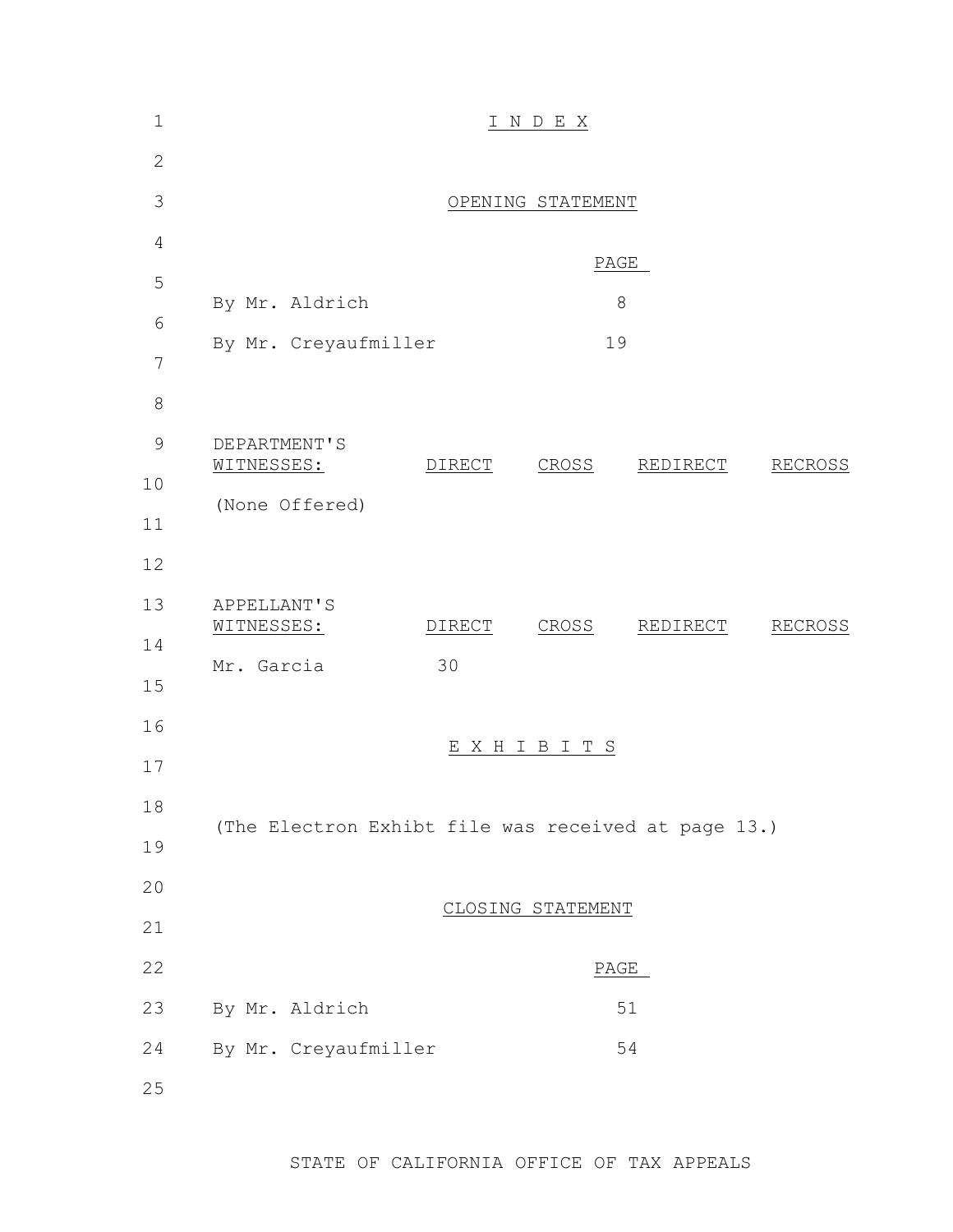# I N D E X

## OPENING STATEMENT

| | PAGE |
|---|---|
| By Mr. Aldrich | 8 |
| By Mr. Creyaufmiller | 19 |

| DEPARTMENT'S WITNESSES: | DIRECT | CROSS | REDIRECT | RECROSS |
|---|---|---|---|---|
| (None Offered) | | | | |

| APPELLANT'S WITNESSES: | DIRECT | CROSS | REDIRECT | RECROSS |
|---|---|---|---|---|
| Mr. Garcia | 30 | | | |

## E X H I B I T S

(The Electron Exhibt file was received at page 13.)

## CLOSING STATEMENT

| | PAGE |
|---|---|
| By Mr. Aldrich | 51 |
| By Mr. Creyaufmiller | 54 |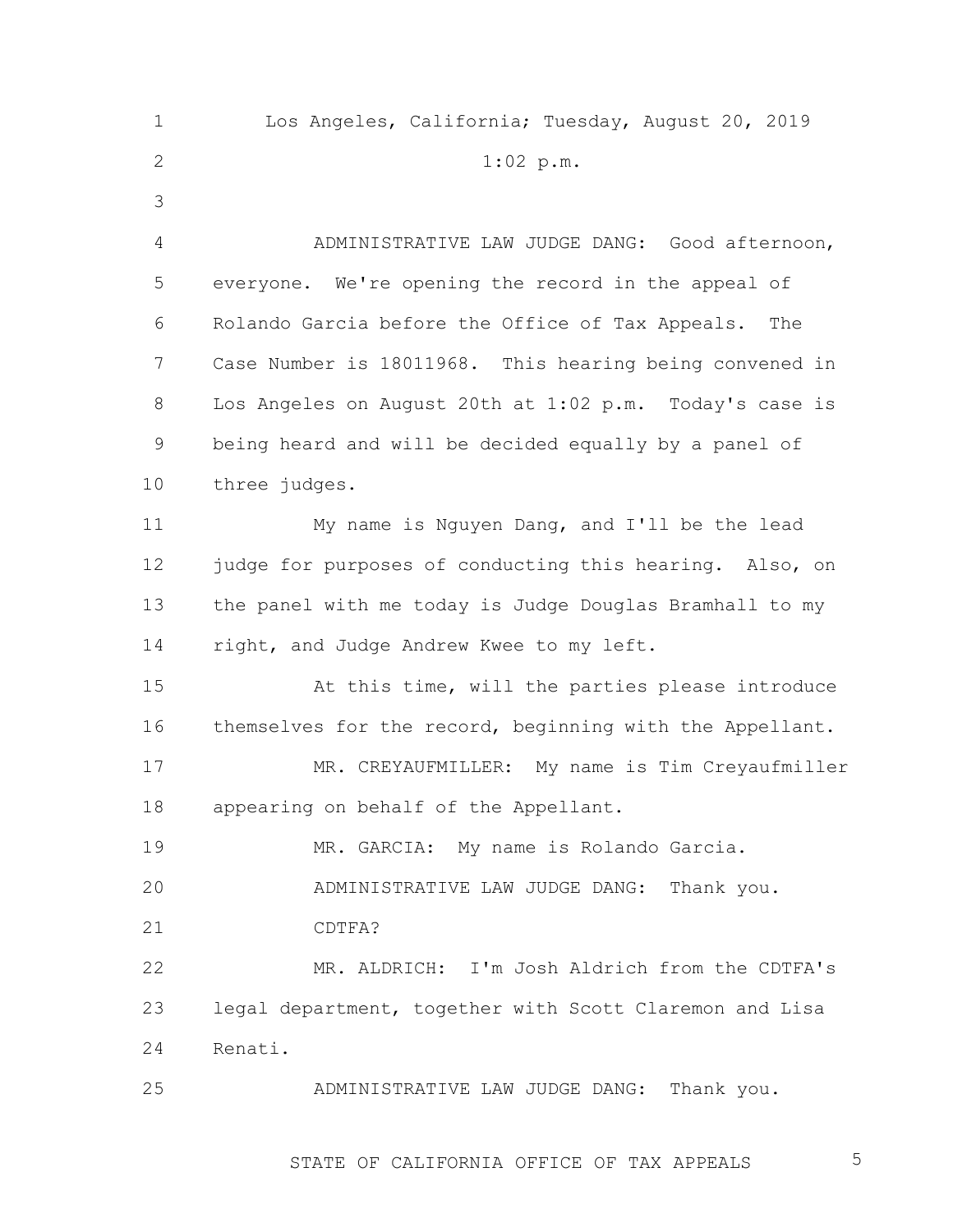Los Angeles, California; Tuesday, August 20, 2019

1:02 p.m.

ADMINISTRATIVE LAW JUDGE DANG: Good afternoon, everyone. We're opening the record in the appeal of Rolando Garcia before the Office of Tax Appeals. The Case Number is 18011968. This hearing being convened in Los Angeles on August 20th at 1:02 p.m. Today's case is being heard and will be decided equally by a panel of three judges.

My name is Nguyen Dang, and I'll be the lead judge for purposes of conducting this hearing. Also, on the panel with me today is Judge Douglas Bramhall to my right, and Judge Andrew Kwee to my left.

At this time, will the parties please introduce themselves for the record, beginning with the Appellant.

MR. CREYAUFMILLER: My name is Tim Creyaufmiller appearing on behalf of the Appellant.

MR. GARCIA: My name is Rolando Garcia.

ADMINISTRATIVE LAW JUDGE DANG: Thank you.

CDTFA?

MR. ALDRICH: I'm Josh Aldrich from the CDTFA's legal department, together with Scott Claremon and Lisa Renati.

ADMINISTRATIVE LAW JUDGE DANG: Thank you.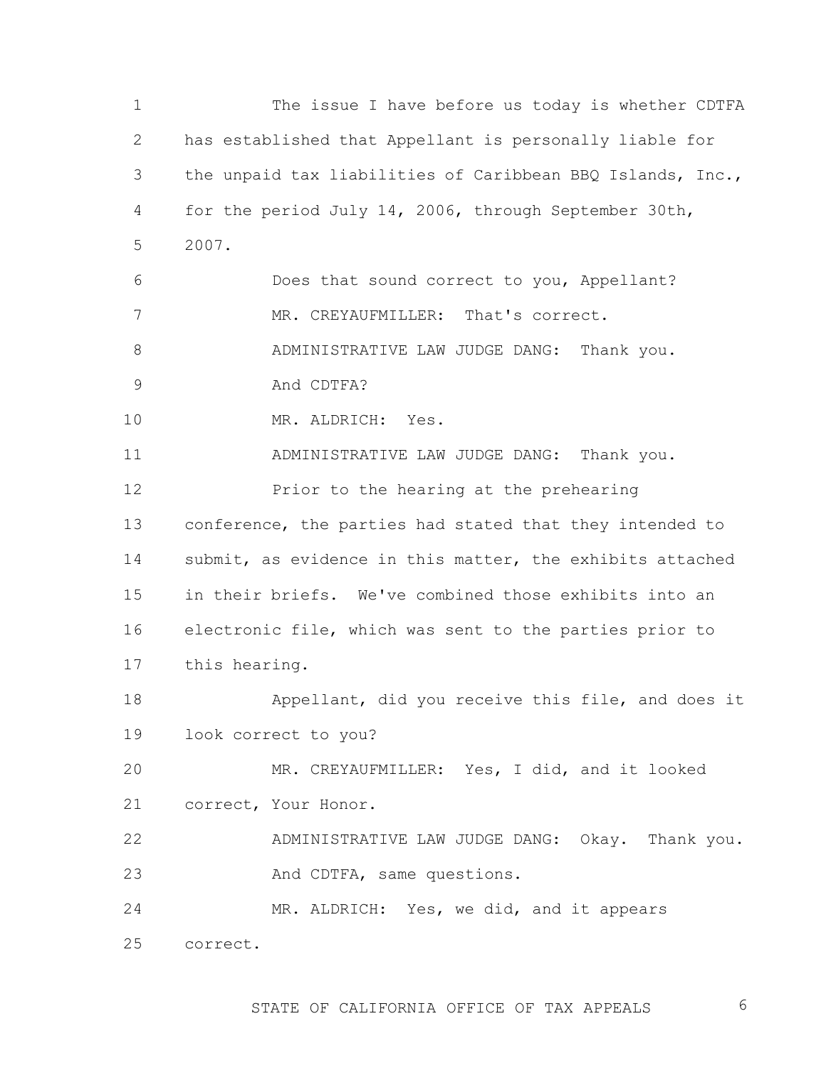The issue I have before us today is whether CDTFA has established that Appellant is personally liable for the unpaid tax liabilities of Caribbean BBQ Islands, Inc., for the period July 14, 2006, through September 30th, 2007.

Does that sound correct to you, Appellant?

MR. CREYAUFMILLER: That's correct.

ADMINISTRATIVE LAW JUDGE DANG: Thank you.

And CDTFA?

MR. ALDRICH: Yes.

ADMINISTRATIVE LAW JUDGE DANG: Thank you.

Prior to the hearing at the prehearing conference, the parties had stated that they intended to submit, as evidence in this matter, the exhibits attached in their briefs. We've combined those exhibits into an electronic file, which was sent to the parties prior to this hearing.

Appellant, did you receive this file, and does it look correct to you?

MR. CREYAUFMILLER: Yes, I did, and it looked correct, Your Honor.

ADMINISTRATIVE LAW JUDGE DANG: Okay. Thank you.

And CDTFA, same questions.

MR. ALDRICH: Yes, we did, and it appears correct.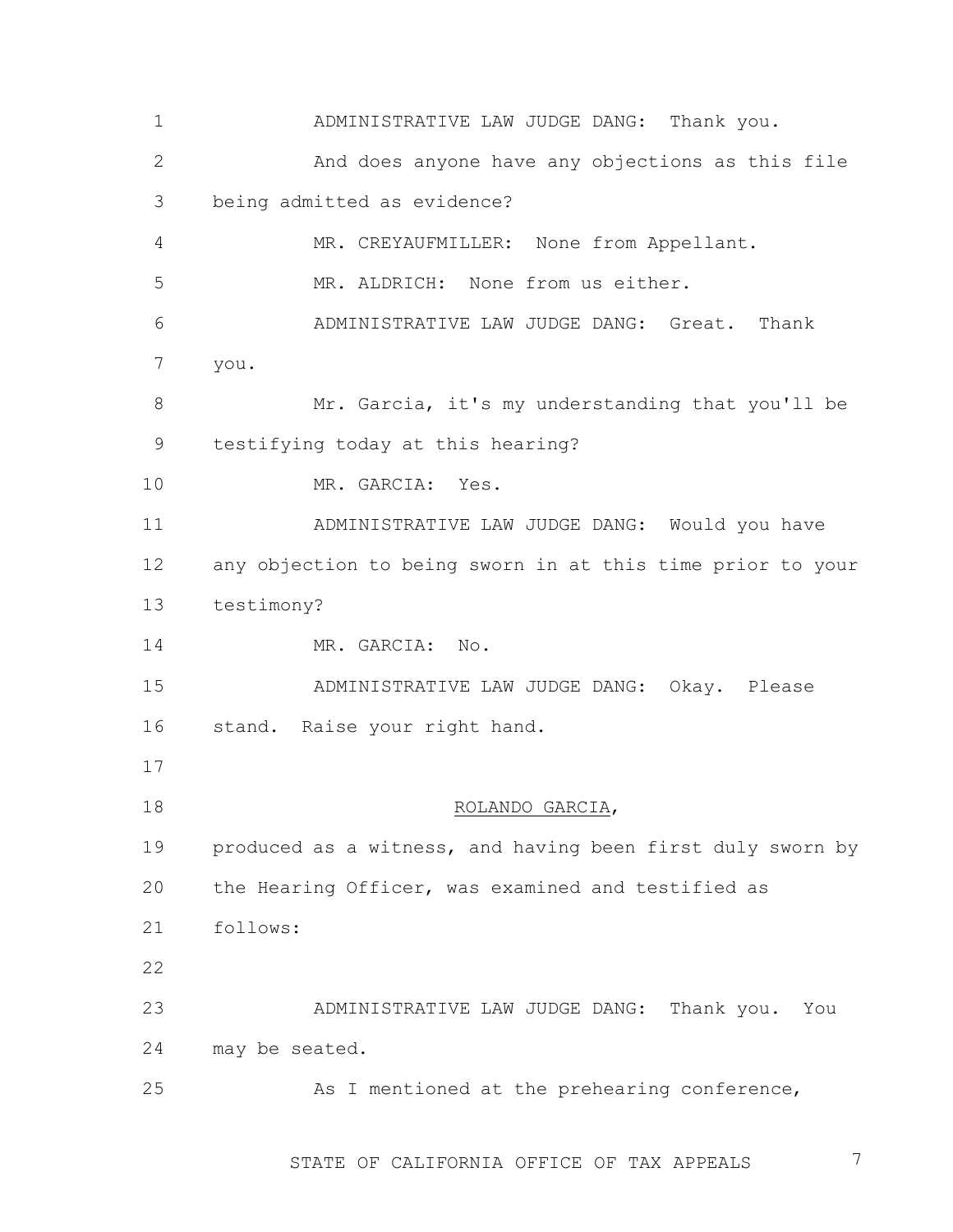ADMINISTRATIVE LAW JUDGE DANG: Thank you.

And does anyone have any objections as this file being admitted as evidence?

MR. CREYAUFMILLER: None from Appellant.

MR. ALDRICH: None from us either.

ADMINISTRATIVE LAW JUDGE DANG: Great. Thank you.

Mr. Garcia, it's my understanding that you'll be testifying today at this hearing?

MR. GARCIA: Yes.

ADMINISTRATIVE LAW JUDGE DANG: Would you have any objection to being sworn in at this time prior to your testimony?

MR. GARCIA: No.

ADMINISTRATIVE LAW JUDGE DANG: Okay. Please stand. Raise your right hand.

ROLANDO GARCIA,

produced as a witness, and having been first duly sworn by the Hearing Officer, was examined and testified as follows:

ADMINISTRATIVE LAW JUDGE DANG: Thank you. You may be seated.

As I mentioned at the prehearing conference,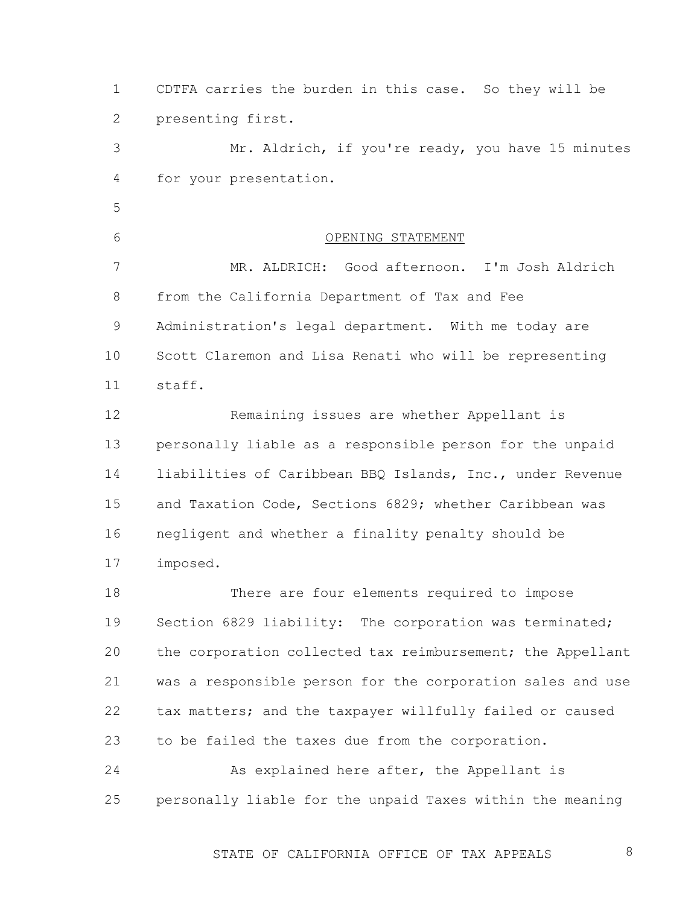CDTFA carries the burden in this case. So they will be presenting first.

Mr. Aldrich, if you're ready, you have 15 minutes for your presentation.

## OPENING STATEMENT

MR. ALDRICH: Good afternoon. I'm Josh Aldrich from the California Department of Tax and Fee Administration's legal department. With me today are Scott Claremon and Lisa Renati who will be representing staff.

Remaining issues are whether Appellant is personally liable as a responsible person for the unpaid liabilities of Caribbean BBQ Islands, Inc., under Revenue and Taxation Code, Sections 6829; whether Caribbean was negligent and whether a finality penalty should be imposed.

There are four elements required to impose Section 6829 liability: The corporation was terminated; the corporation collected tax reimbursement; the Appellant was a responsible person for the corporation sales and use tax matters; and the taxpayer willfully failed or caused to be failed the taxes due from the corporation.

As explained here after, the Appellant is personally liable for the unpaid Taxes within the meaning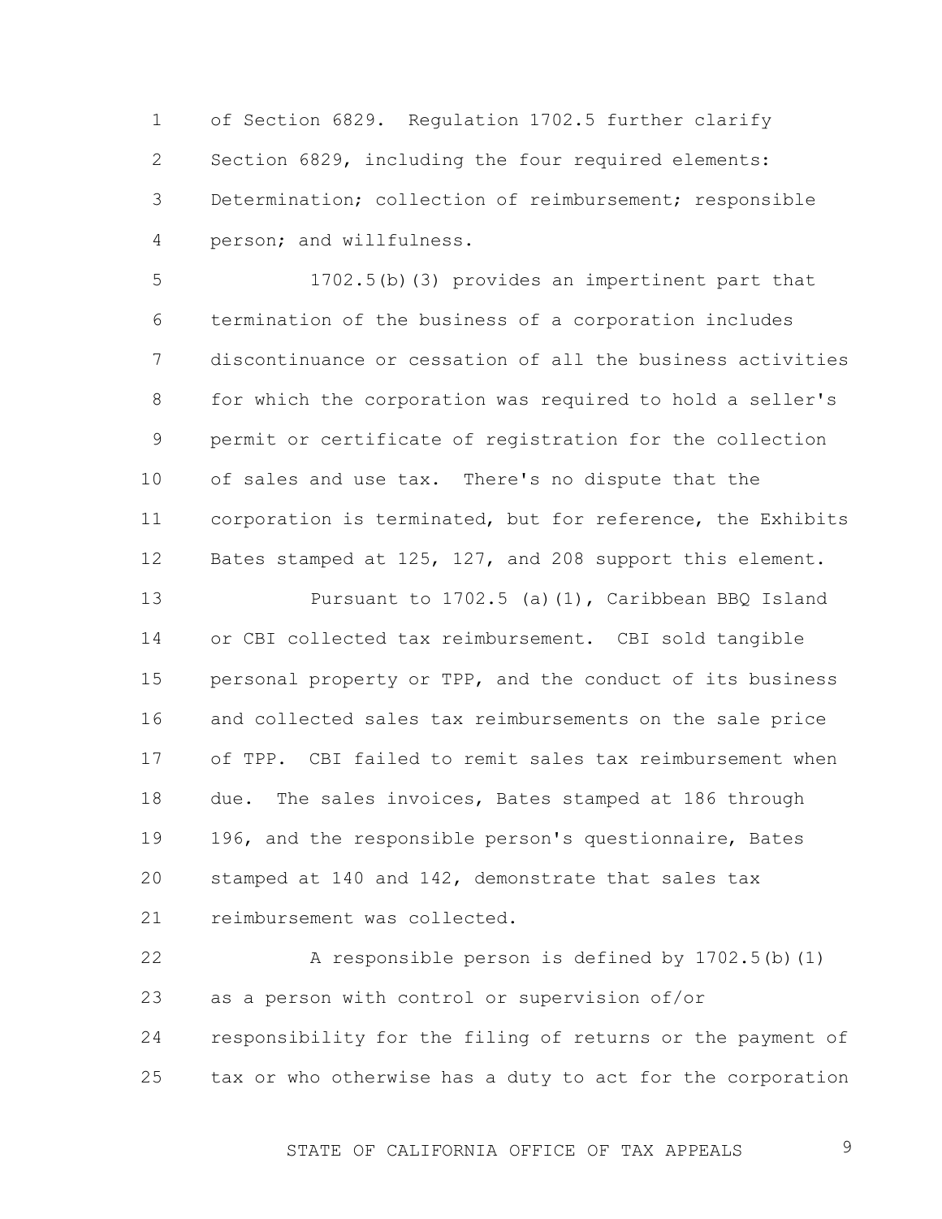of Section 6829. Regulation 1702.5 further clarify Section 6829, including the four required elements: Determination; collection of reimbursement; responsible person; and willfulness.

1702.5(b)(3) provides an impertinent part that termination of the business of a corporation includes discontinuance or cessation of all the business activities for which the corporation was required to hold a seller's permit or certificate of registration for the collection of sales and use tax. There's no dispute that the corporation is terminated, but for reference, the Exhibits Bates stamped at 125, 127, and 208 support this element.

Pursuant to 1702.5 (a)(1), Caribbean BBQ Island or CBI collected tax reimbursement. CBI sold tangible personal property or TPP, and the conduct of its business and collected sales tax reimbursements on the sale price of TPP. CBI failed to remit sales tax reimbursement when due. The sales invoices, Bates stamped at 186 through 196, and the responsible person's questionnaire, Bates stamped at 140 and 142, demonstrate that sales tax reimbursement was collected.

A responsible person is defined by 1702.5(b)(1) as a person with control or supervision of/or responsibility for the filing of returns or the payment of tax or who otherwise has a duty to act for the corporation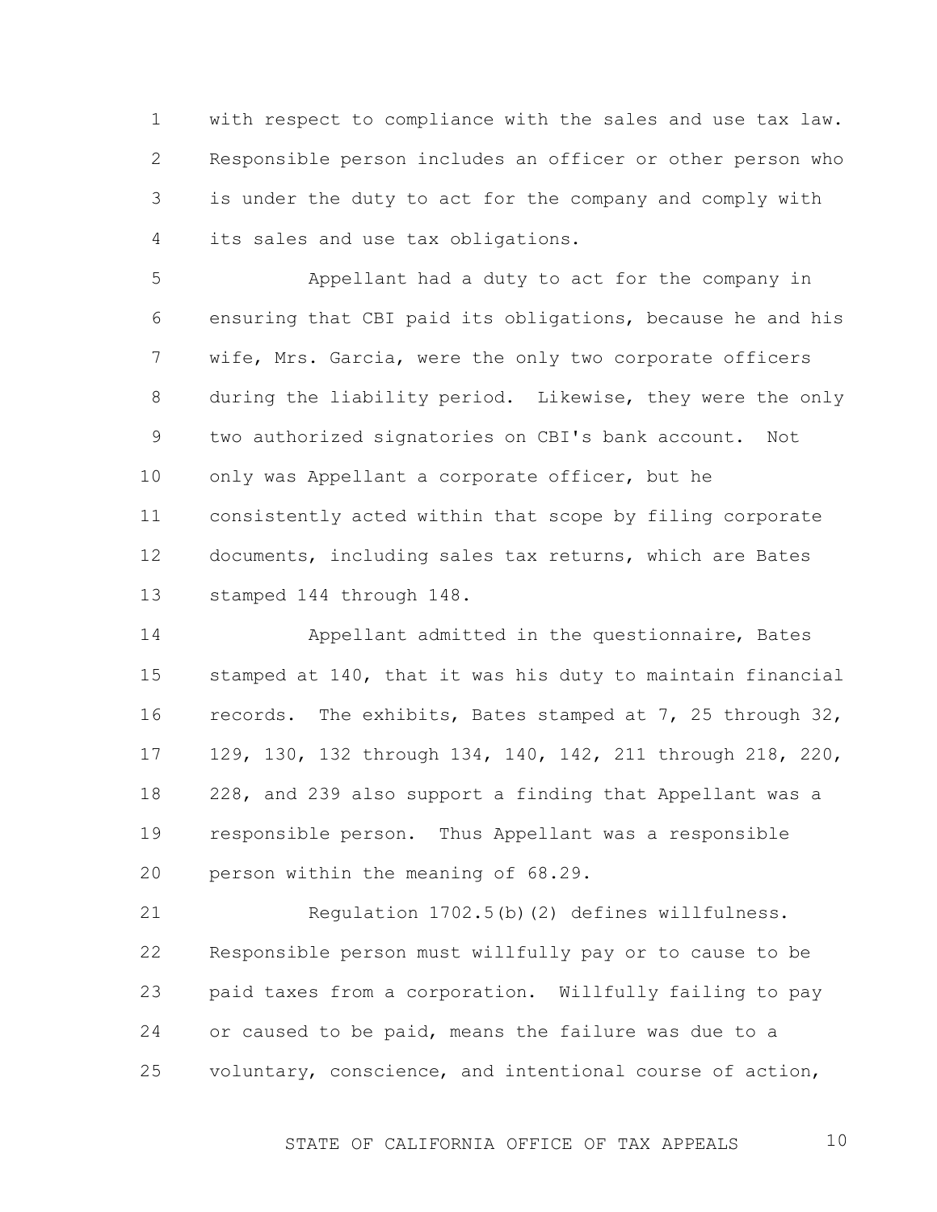with respect to compliance with the sales and use tax law. Responsible person includes an officer or other person who is under the duty to act for the company and comply with its sales and use tax obligations.

Appellant had a duty to act for the company in ensuring that CBI paid its obligations, because he and his wife, Mrs. Garcia, were the only two corporate officers during the liability period. Likewise, they were the only two authorized signatories on CBI's bank account. Not only was Appellant a corporate officer, but he consistently acted within that scope by filing corporate documents, including sales tax returns, which are Bates stamped 144 through 148.

Appellant admitted in the questionnaire, Bates stamped at 140, that it was his duty to maintain financial records. The exhibits, Bates stamped at 7, 25 through 32, 129, 130, 132 through 134, 140, 142, 211 through 218, 220, 228, and 239 also support a finding that Appellant was a responsible person. Thus Appellant was a responsible person within the meaning of 68.29.

Regulation 1702.5(b)(2) defines willfulness. Responsible person must willfully pay or to cause to be paid taxes from a corporation. Willfully failing to pay or caused to be paid, means the failure was due to a voluntary, conscience, and intentional course of action,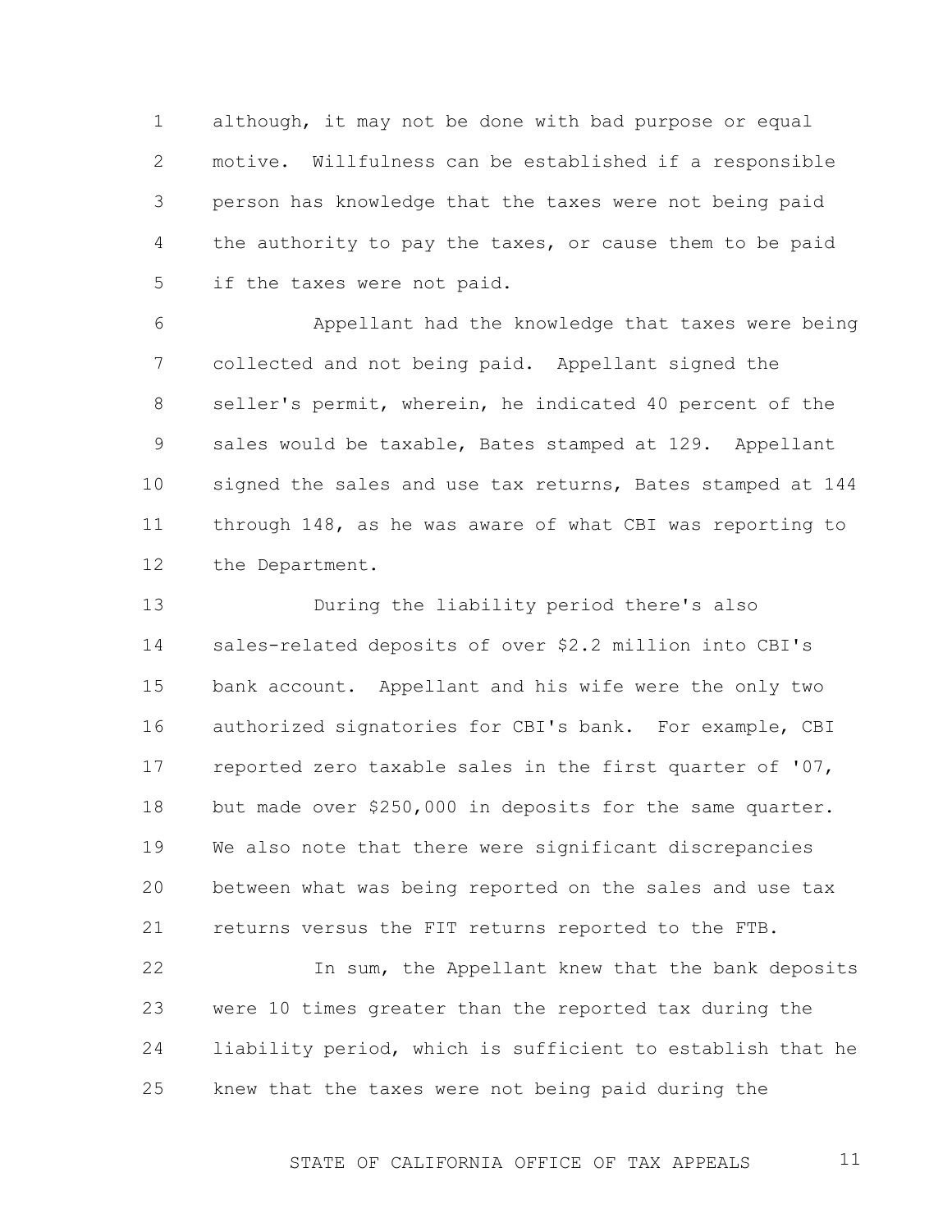although, it may not be done with bad purpose or equal motive. Willfulness can be established if a responsible person has knowledge that the taxes were not being paid the authority to pay the taxes, or cause them to be paid if the taxes were not paid.

Appellant had the knowledge that taxes were being collected and not being paid. Appellant signed the seller's permit, wherein, he indicated 40 percent of the sales would be taxable, Bates stamped at 129. Appellant signed the sales and use tax returns, Bates stamped at 144 through 148, as he was aware of what CBI was reporting to the Department.

During the liability period there's also sales-related deposits of over $2.2 million into CBI's bank account. Appellant and his wife were the only two authorized signatories for CBI's bank. For example, CBI reported zero taxable sales in the first quarter of '07, but made over $250,000 in deposits for the same quarter. We also note that there were significant discrepancies between what was being reported on the sales and use tax returns versus the FIT returns reported to the FTB.

In sum, the Appellant knew that the bank deposits were 10 times greater than the reported tax during the liability period, which is sufficient to establish that he knew that the taxes were not being paid during the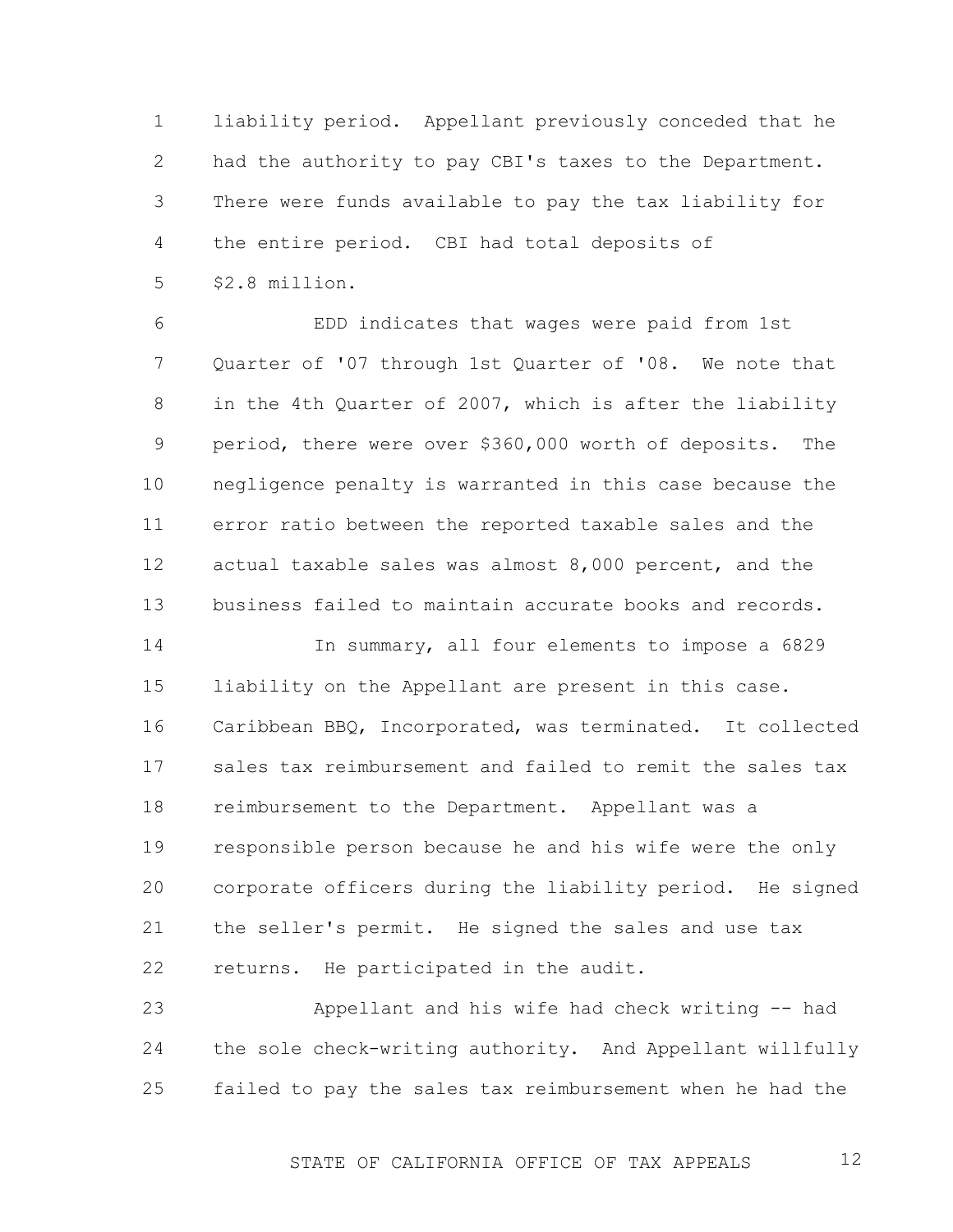liability period. Appellant previously conceded that he had the authority to pay CBI's taxes to the Department. There were funds available to pay the tax liability for the entire period. CBI had total deposits of $2.8 million.

EDD indicates that wages were paid from 1st Quarter of '07 through 1st Quarter of '08. We note that in the 4th Quarter of 2007, which is after the liability period, there were over $360,000 worth of deposits. The negligence penalty is warranted in this case because the error ratio between the reported taxable sales and the actual taxable sales was almost 8,000 percent, and the business failed to maintain accurate books and records.

In summary, all four elements to impose a 6829 liability on the Appellant are present in this case. Caribbean BBQ, Incorporated, was terminated. It collected sales tax reimbursement and failed to remit the sales tax reimbursement to the Department. Appellant was a responsible person because he and his wife were the only corporate officers during the liability period. He signed the seller's permit. He signed the sales and use tax returns. He participated in the audit.

Appellant and his wife had check writing -- had the sole check-writing authority. And Appellant willfully failed to pay the sales tax reimbursement when he had the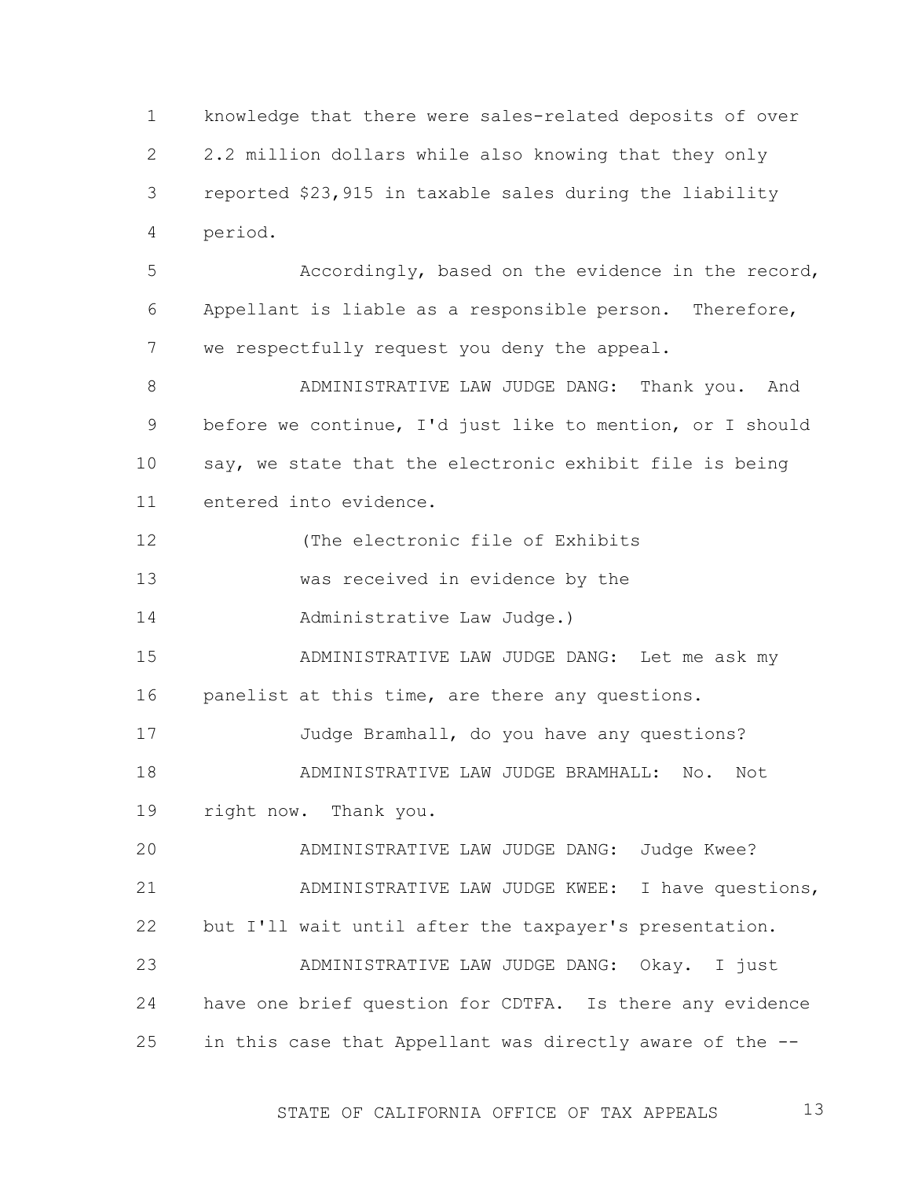knowledge that there were sales-related deposits of over 2.2 million dollars while also knowing that they only reported $23,915 in taxable sales during the liability period.

Accordingly, based on the evidence in the record, Appellant is liable as a responsible person. Therefore, we respectfully request you deny the appeal.

ADMINISTRATIVE LAW JUDGE DANG: Thank you. And before we continue, I'd just like to mention, or I should say, we state that the electronic exhibit file is being entered into evidence.

(The electronic file of Exhibits was received in evidence by the Administrative Law Judge.)

ADMINISTRATIVE LAW JUDGE DANG: Let me ask my panelist at this time, are there any questions.

Judge Bramhall, do you have any questions?

ADMINISTRATIVE LAW JUDGE BRAMHALL: No. Not right now. Thank you.

ADMINISTRATIVE LAW JUDGE DANG: Judge Kwee?

ADMINISTRATIVE LAW JUDGE KWEE: I have questions, but I'll wait until after the taxpayer's presentation.

ADMINISTRATIVE LAW JUDGE DANG: Okay. I just have one brief question for CDTFA. Is there any evidence in this case that Appellant was directly aware of the --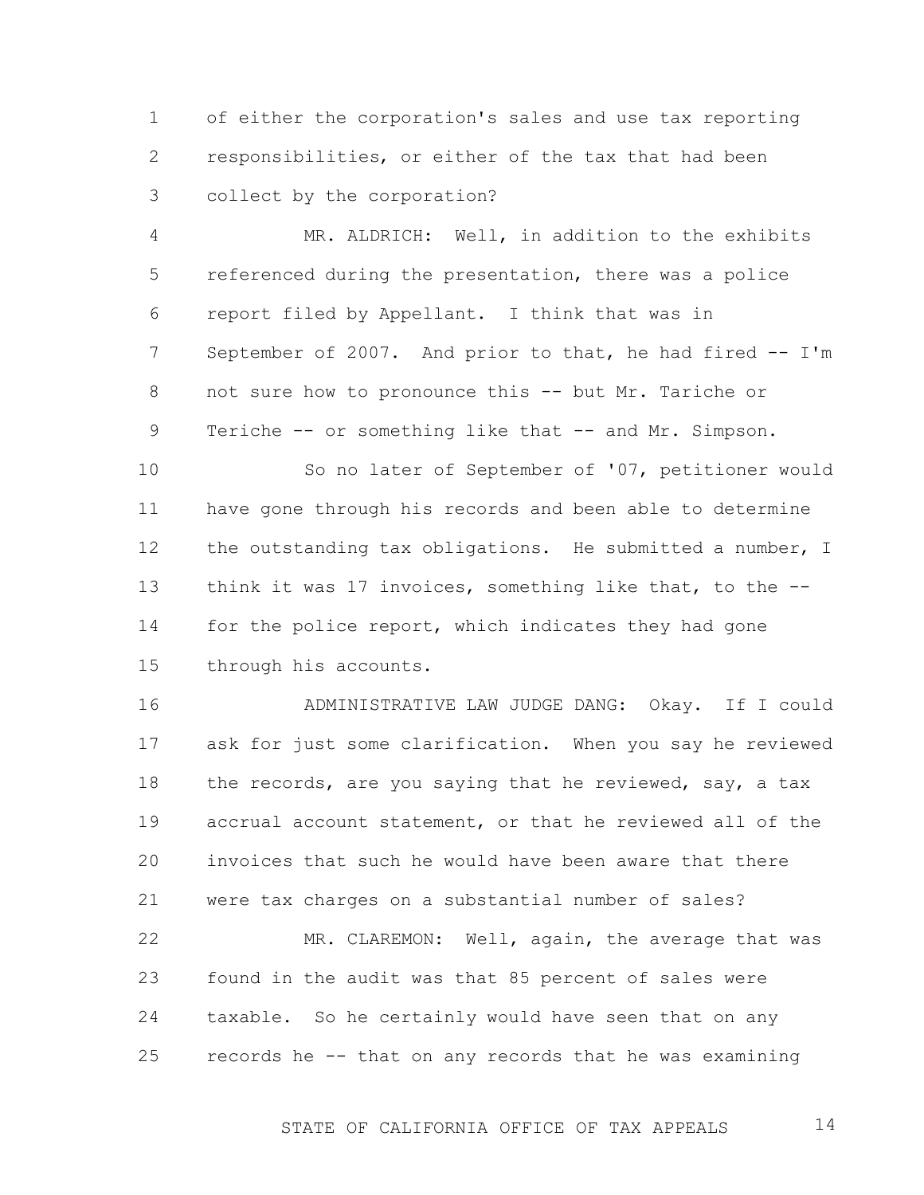of either the corporation's sales and use tax reporting responsibilities, or either of the tax that had been collect by the corporation?

MR. ALDRICH: Well, in addition to the exhibits referenced during the presentation, there was a police report filed by Appellant. I think that was in September of 2007. And prior to that, he had fired -- I'm not sure how to pronounce this -- but Mr. Tariche or Teriche -- or something like that -- and Mr. Simpson.

So no later of September of '07, petitioner would have gone through his records and been able to determine the outstanding tax obligations. He submitted a number, I think it was 17 invoices, something like that, to the -- for the police report, which indicates they had gone through his accounts.

ADMINISTRATIVE LAW JUDGE DANG: Okay. If I could ask for just some clarification. When you say he reviewed the records, are you saying that he reviewed, say, a tax accrual account statement, or that he reviewed all of the invoices that such he would have been aware that there were tax charges on a substantial number of sales?

MR. CLAREMON: Well, again, the average that was found in the audit was that 85 percent of sales were taxable. So he certainly would have seen that on any records he -- that on any records that he was examining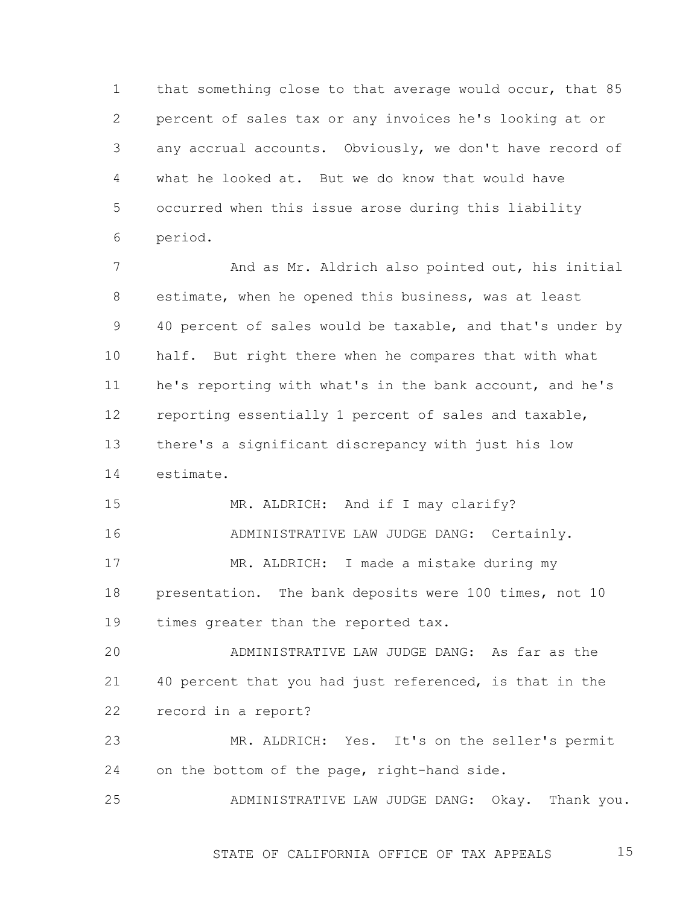that something close to that average would occur, that 85 percent of sales tax or any invoices he's looking at or any accrual accounts. Obviously, we don't have record of what he looked at. But we do know that would have occurred when this issue arose during this liability period.

And as Mr. Aldrich also pointed out, his initial estimate, when he opened this business, was at least 40 percent of sales would be taxable, and that's under by half. But right there when he compares that with what he's reporting with what's in the bank account, and he's reporting essentially 1 percent of sales and taxable, there's a significant discrepancy with just his low estimate.

MR. ALDRICH: And if I may clarify?

ADMINISTRATIVE LAW JUDGE DANG: Certainly.

MR. ALDRICH: I made a mistake during my presentation. The bank deposits were 100 times, not 10 times greater than the reported tax.

ADMINISTRATIVE LAW JUDGE DANG: As far as the 40 percent that you had just referenced, is that in the record in a report?

MR. ALDRICH: Yes. It's on the seller's permit on the bottom of the page, right-hand side.

ADMINISTRATIVE LAW JUDGE DANG: Okay. Thank you.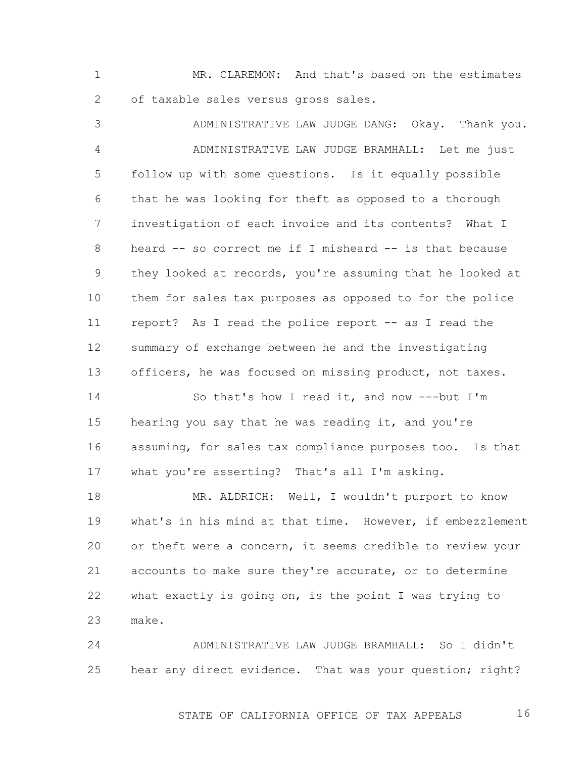MR. CLAREMON: And that's based on the estimates of taxable sales versus gross sales.

ADMINISTRATIVE LAW JUDGE DANG: Okay. Thank you.

ADMINISTRATIVE LAW JUDGE BRAMHALL: Let me just follow up with some questions. Is it equally possible that he was looking for theft as opposed to a thorough investigation of each invoice and its contents? What I heard -- so correct me if I misheard -- is that because they looked at records, you're assuming that he looked at them for sales tax purposes as opposed to for the police report? As I read the police report -- as I read the summary of exchange between he and the investigating officers, he was focused on missing product, not taxes.

So that's how I read it, and now ---but I'm hearing you say that he was reading it, and you're assuming, for sales tax compliance purposes too. Is that what you're asserting? That's all I'm asking.

MR. ALDRICH: Well, I wouldn't purport to know what's in his mind at that time. However, if embezzlement or theft were a concern, it seems credible to review your accounts to make sure they're accurate, or to determine what exactly is going on, is the point I was trying to make.

ADMINISTRATIVE LAW JUDGE BRAMHALL: So I didn't hear any direct evidence. That was your question; right?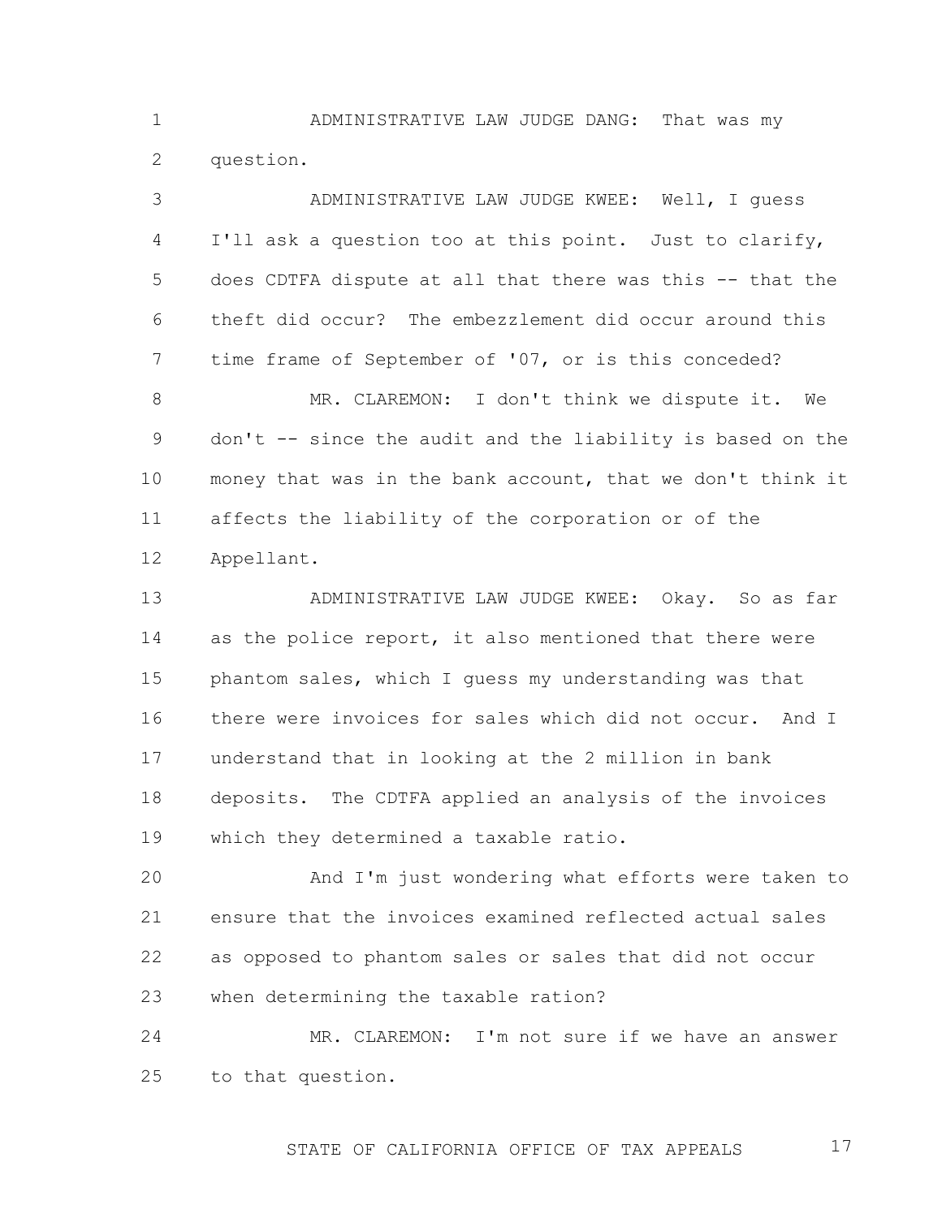ADMINISTRATIVE LAW JUDGE DANG: That was my question.

ADMINISTRATIVE LAW JUDGE KWEE: Well, I guess I'll ask a question too at this point. Just to clarify, does CDTFA dispute at all that there was this -- that the theft did occur? The embezzlement did occur around this time frame of September of '07, or is this conceded?

MR. CLAREMON: I don't think we dispute it. We don't -- since the audit and the liability is based on the money that was in the bank account, that we don't think it affects the liability of the corporation or of the Appellant.

ADMINISTRATIVE LAW JUDGE KWEE: Okay. So as far as the police report, it also mentioned that there were phantom sales, which I guess my understanding was that there were invoices for sales which did not occur. And I understand that in looking at the 2 million in bank deposits. The CDTFA applied an analysis of the invoices which they determined a taxable ratio.

And I'm just wondering what efforts were taken to ensure that the invoices examined reflected actual sales as opposed to phantom sales or sales that did not occur when determining the taxable ration?

MR. CLAREMON: I'm not sure if we have an answer to that question.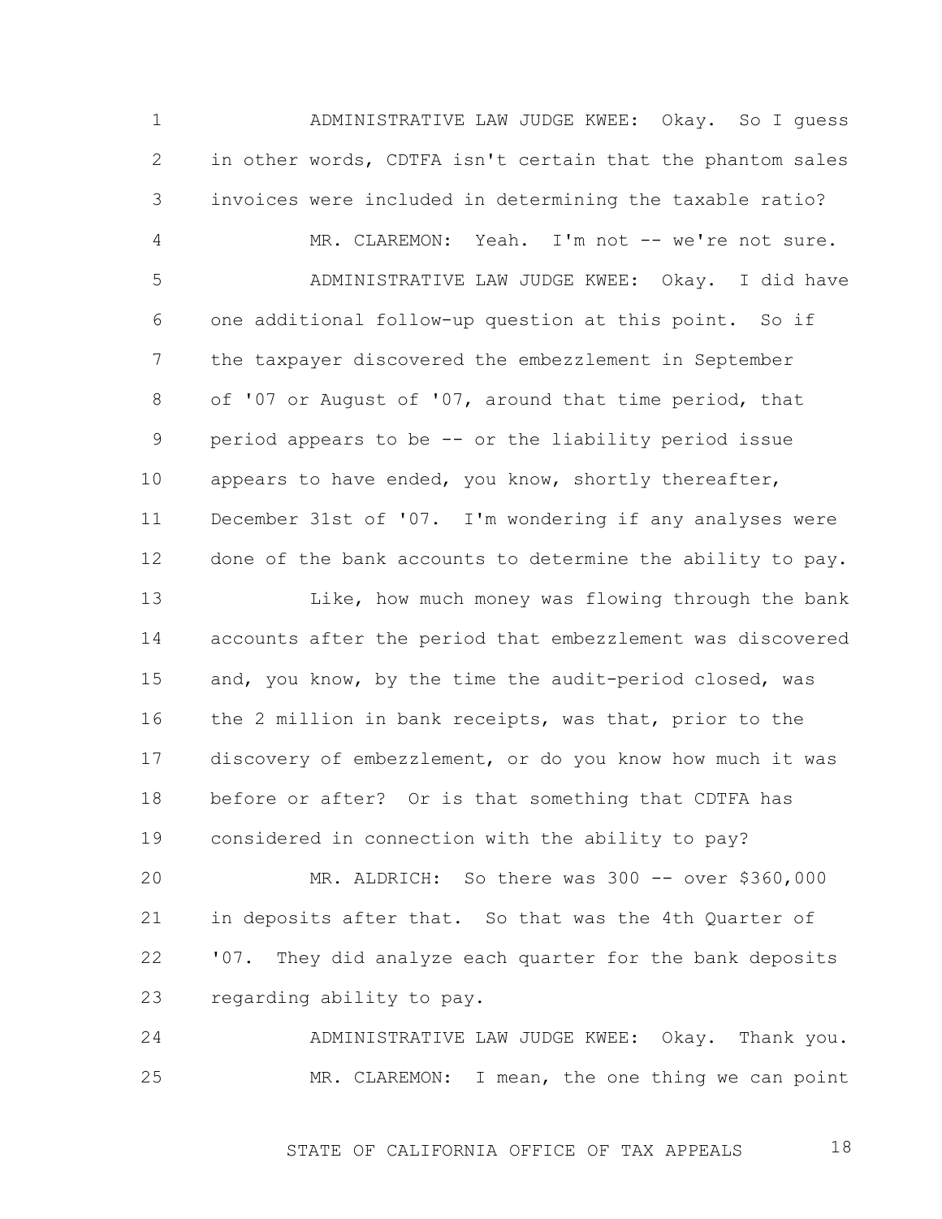ADMINISTRATIVE LAW JUDGE KWEE: Okay. So I guess in other words, CDTFA isn't certain that the phantom sales invoices were included in determining the taxable ratio?

MR. CLAREMON: Yeah. I'm not -- we're not sure.

ADMINISTRATIVE LAW JUDGE KWEE: Okay. I did have one additional follow-up question at this point. So if the taxpayer discovered the embezzlement in September of '07 or August of '07, around that time period, that period appears to be -- or the liability period issue appears to have ended, you know, shortly thereafter, December 31st of '07. I'm wondering if any analyses were done of the bank accounts to determine the ability to pay.

Like, how much money was flowing through the bank accounts after the period that embezzlement was discovered and, you know, by the time the audit-period closed, was the 2 million in bank receipts, was that, prior to the discovery of embezzlement, or do you know how much it was before or after? Or is that something that CDTFA has considered in connection with the ability to pay?

MR. ALDRICH: So there was 300 -- over $360,000 in deposits after that. So that was the 4th Quarter of '07. They did analyze each quarter for the bank deposits regarding ability to pay.

ADMINISTRATIVE LAW JUDGE KWEE: Okay. Thank you.

MR. CLAREMON: I mean, the one thing we can point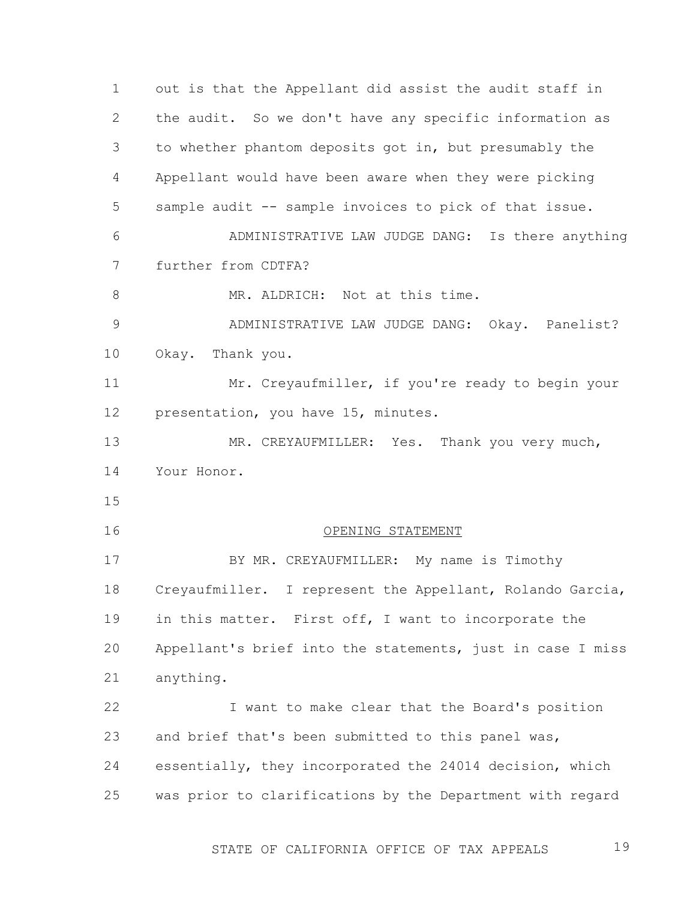out is that the Appellant did assist the audit staff in the audit. So we don't have any specific information as to whether phantom deposits got in, but presumably the Appellant would have been aware when they were picking sample audit -- sample invoices to pick of that issue.

ADMINISTRATIVE LAW JUDGE DANG: Is there anything further from CDTFA?

MR. ALDRICH: Not at this time.

ADMINISTRATIVE LAW JUDGE DANG: Okay. Panelist? Okay. Thank you.

Mr. Creyaufmiller, if you're ready to begin your presentation, you have 15, minutes.

MR. CREYAUFMILLER: Yes. Thank you very much, Your Honor.

## OPENING STATEMENT

BY MR. CREYAUFMILLER: My name is Timothy Creyaufmiller. I represent the Appellant, Rolando Garcia, in this matter. First off, I want to incorporate the Appellant's brief into the statements, just in case I miss anything.

I want to make clear that the Board's position and brief that's been submitted to this panel was, essentially, they incorporated the 24014 decision, which was prior to clarifications by the Department with regard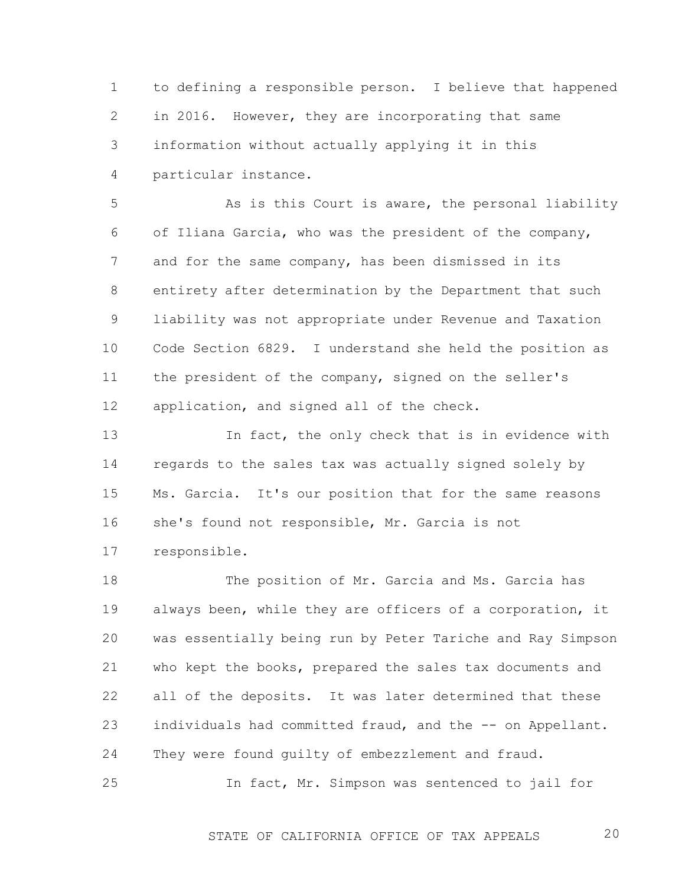to defining a responsible person. I believe that happened in 2016. However, they are incorporating that same information without actually applying it in this particular instance.

As is this Court is aware, the personal liability of Iliana Garcia, who was the president of the company, and for the same company, has been dismissed in its entirety after determination by the Department that such liability was not appropriate under Revenue and Taxation Code Section 6829. I understand she held the position as the president of the company, signed on the seller's application, and signed all of the check.

In fact, the only check that is in evidence with regards to the sales tax was actually signed solely by Ms. Garcia. It's our position that for the same reasons she's found not responsible, Mr. Garcia is not responsible.

The position of Mr. Garcia and Ms. Garcia has always been, while they are officers of a corporation, it was essentially being run by Peter Tariche and Ray Simpson who kept the books, prepared the sales tax documents and all of the deposits. It was later determined that these individuals had committed fraud, and the -- on Appellant. They were found guilty of embezzlement and fraud.

In fact, Mr. Simpson was sentenced to jail for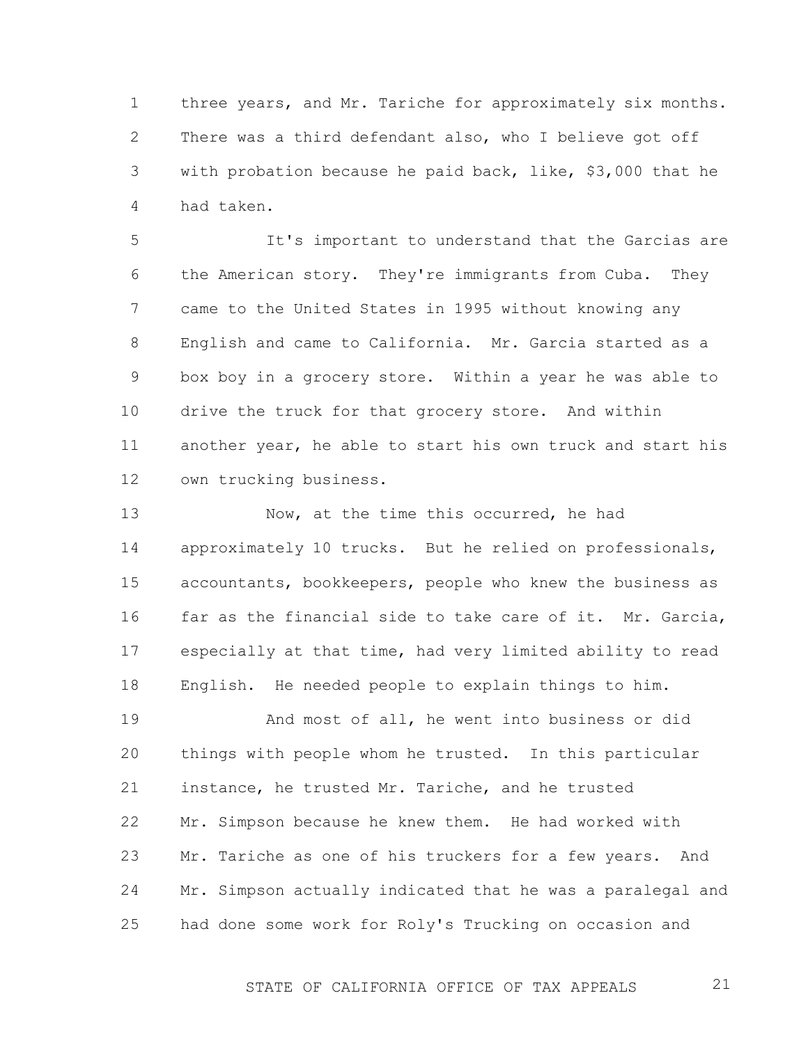three years, and Mr. Tariche for approximately six months. There was a third defendant also, who I believe got off with probation because he paid back, like, $3,000 that he had taken.

It's important to understand that the Garcias are the American story. They're immigrants from Cuba. They came to the United States in 1995 without knowing any English and came to California. Mr. Garcia started as a box boy in a grocery store. Within a year he was able to drive the truck for that grocery store. And within another year, he able to start his own truck and start his own trucking business.

Now, at the time this occurred, he had approximately 10 trucks. But he relied on professionals, accountants, bookkeepers, people who knew the business as far as the financial side to take care of it. Mr. Garcia, especially at that time, had very limited ability to read English. He needed people to explain things to him.

And most of all, he went into business or did things with people whom he trusted. In this particular instance, he trusted Mr. Tariche, and he trusted Mr. Simpson because he knew them. He had worked with Mr. Tariche as one of his truckers for a few years. And Mr. Simpson actually indicated that he was a paralegal and had done some work for Roly's Trucking on occasion and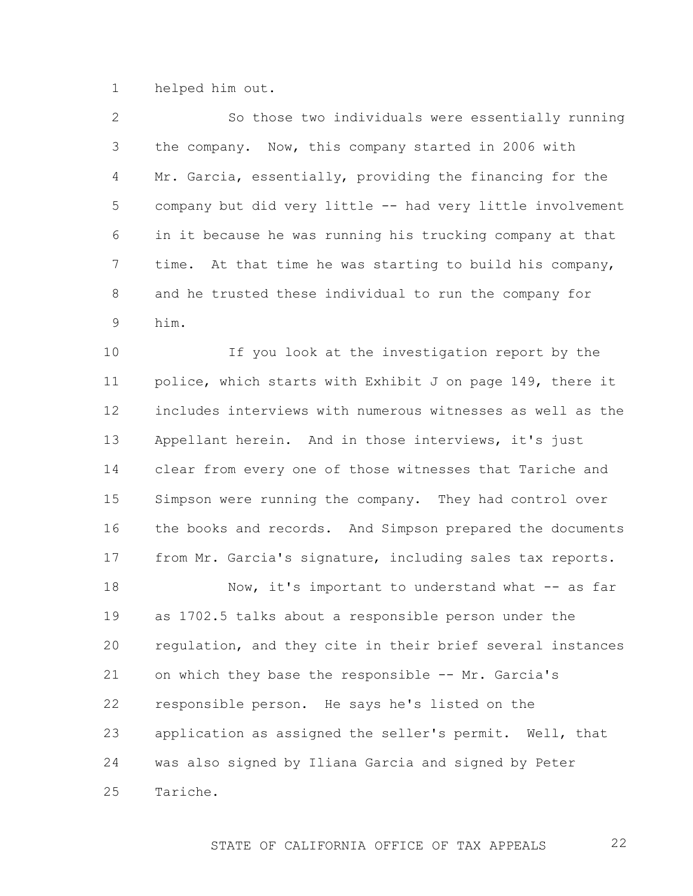helped him out.

So those two individuals were essentially running the company. Now, this company started in 2006 with Mr. Garcia, essentially, providing the financing for the company but did very little -- had very little involvement in it because he was running his trucking company at that time. At that time he was starting to build his company, and he trusted these individual to run the company for him.

If you look at the investigation report by the police, which starts with Exhibit J on page 149, there it includes interviews with numerous witnesses as well as the Appellant herein. And in those interviews, it's just clear from every one of those witnesses that Tariche and Simpson were running the company. They had control over the books and records. And Simpson prepared the documents from Mr. Garcia's signature, including sales tax reports.

Now, it's important to understand what -- as far as 1702.5 talks about a responsible person under the regulation, and they cite in their brief several instances on which they base the responsible -- Mr. Garcia's responsible person. He says he's listed on the application as assigned the seller's permit. Well, that was also signed by Iliana Garcia and signed by Peter Tariche.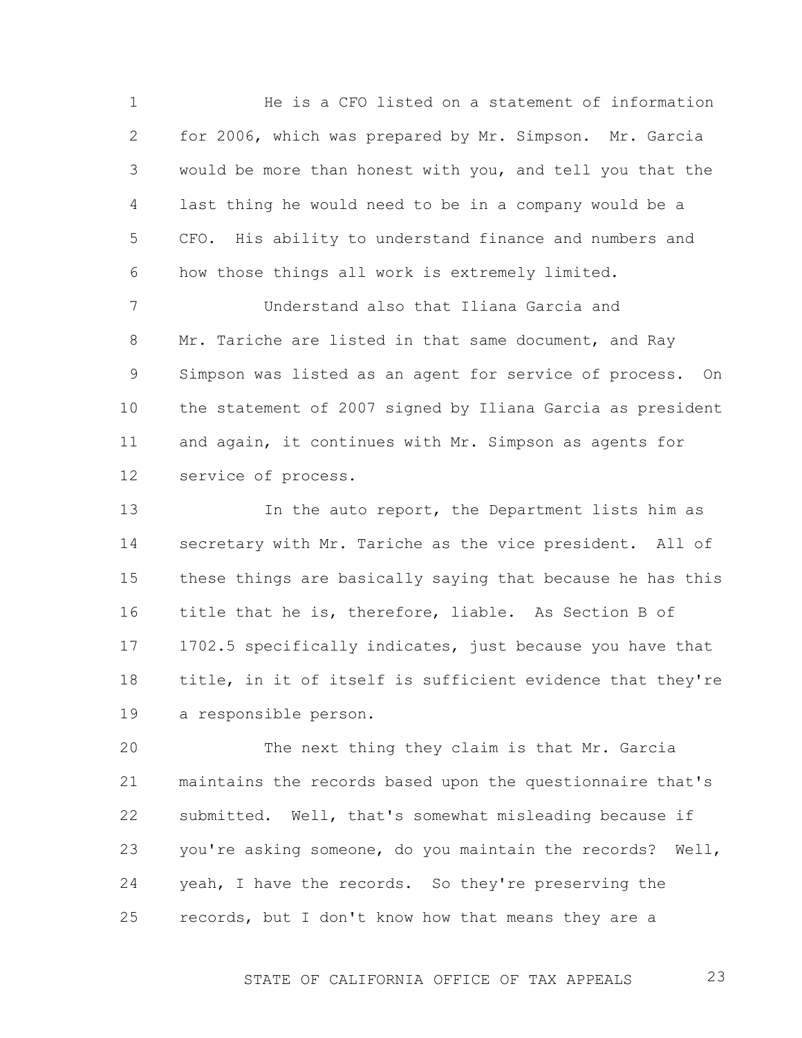He is a CFO listed on a statement of information for 2006, which was prepared by Mr. Simpson. Mr. Garcia would be more than honest with you, and tell you that the last thing he would need to be in a company would be a CFO. His ability to understand finance and numbers and how those things all work is extremely limited.

Understand also that Iliana Garcia and Mr. Tariche are listed in that same document, and Ray Simpson was listed as an agent for service of process. On the statement of 2007 signed by Iliana Garcia as president and again, it continues with Mr. Simpson as agents for service of process.

In the auto report, the Department lists him as secretary with Mr. Tariche as the vice president. All of these things are basically saying that because he has this title that he is, therefore, liable. As Section B of 1702.5 specifically indicates, just because you have that title, in it of itself is sufficient evidence that they're a responsible person.

The next thing they claim is that Mr. Garcia maintains the records based upon the questionnaire that's submitted. Well, that's somewhat misleading because if you're asking someone, do you maintain the records? Well, yeah, I have the records. So they're preserving the records, but I don't know how that means they are a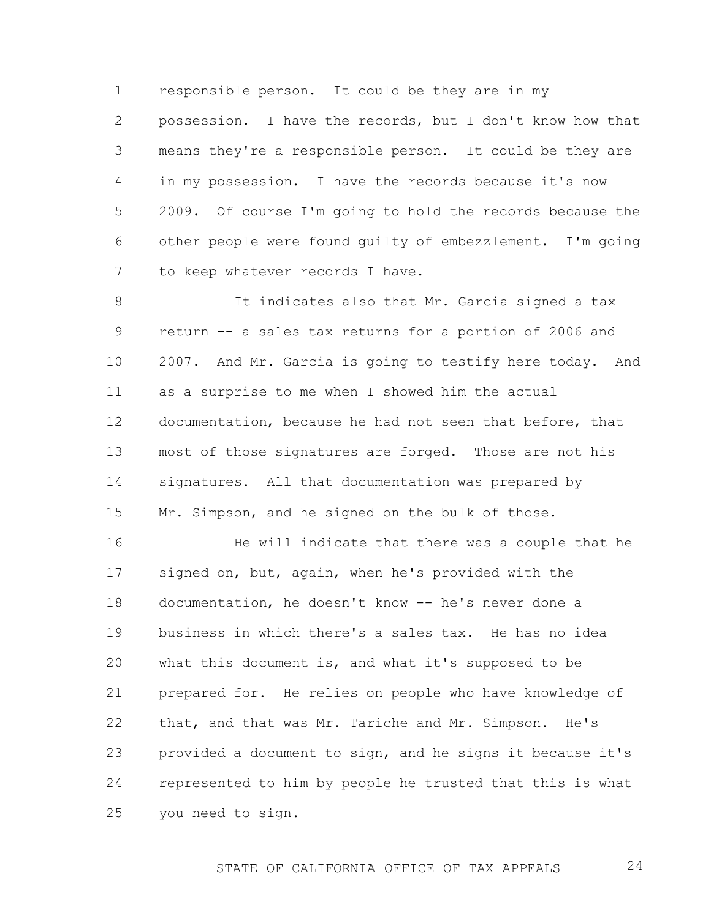responsible person. It could be they are in my possession. I have the records, but I don't know how that means they're a responsible person. It could be they are in my possession. I have the records because it's now 2009. Of course I'm going to hold the records because the other people were found guilty of embezzlement. I'm going to keep whatever records I have.

It indicates also that Mr. Garcia signed a tax return -- a sales tax returns for a portion of 2006 and 2007. And Mr. Garcia is going to testify here today. And as a surprise to me when I showed him the actual documentation, because he had not seen that before, that most of those signatures are forged. Those are not his signatures. All that documentation was prepared by Mr. Simpson, and he signed on the bulk of those.

He will indicate that there was a couple that he signed on, but, again, when he's provided with the documentation, he doesn't know -- he's never done a business in which there's a sales tax. He has no idea what this document is, and what it's supposed to be prepared for. He relies on people who have knowledge of that, and that was Mr. Tariche and Mr. Simpson. He's provided a document to sign, and he signs it because it's represented to him by people he trusted that this is what you need to sign.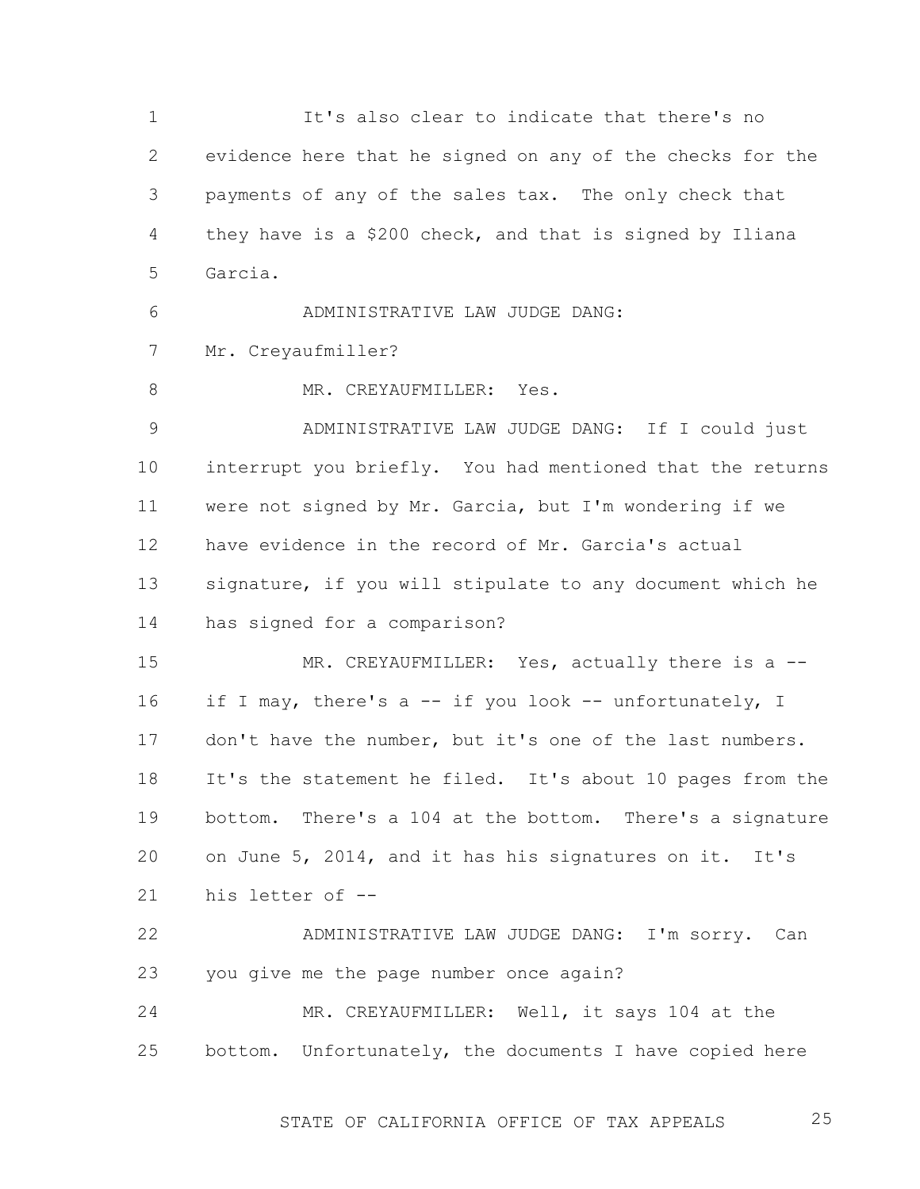It's also clear to indicate that there's no evidence here that he signed on any of the checks for the payments of any of the sales tax. The only check that they have is a $200 check, and that is signed by Iliana Garcia.

ADMINISTRATIVE LAW JUDGE DANG: Mr. Creyaufmiller?

MR. CREYAUFMILLER: Yes.

ADMINISTRATIVE LAW JUDGE DANG: If I could just interrupt you briefly. You had mentioned that the returns were not signed by Mr. Garcia, but I'm wondering if we have evidence in the record of Mr. Garcia's actual signature, if you will stipulate to any document which he has signed for a comparison?

MR. CREYAUFMILLER: Yes, actually there is a -- if I may, there's a -- if you look -- unfortunately, I don't have the number, but it's one of the last numbers. It's the statement he filed. It's about 10 pages from the bottom. There's a 104 at the bottom. There's a signature on June 5, 2014, and it has his signatures on it. It's his letter of --

ADMINISTRATIVE LAW JUDGE DANG: I'm sorry. Can you give me the page number once again?

MR. CREYAUFMILLER: Well, it says 104 at the bottom. Unfortunately, the documents I have copied here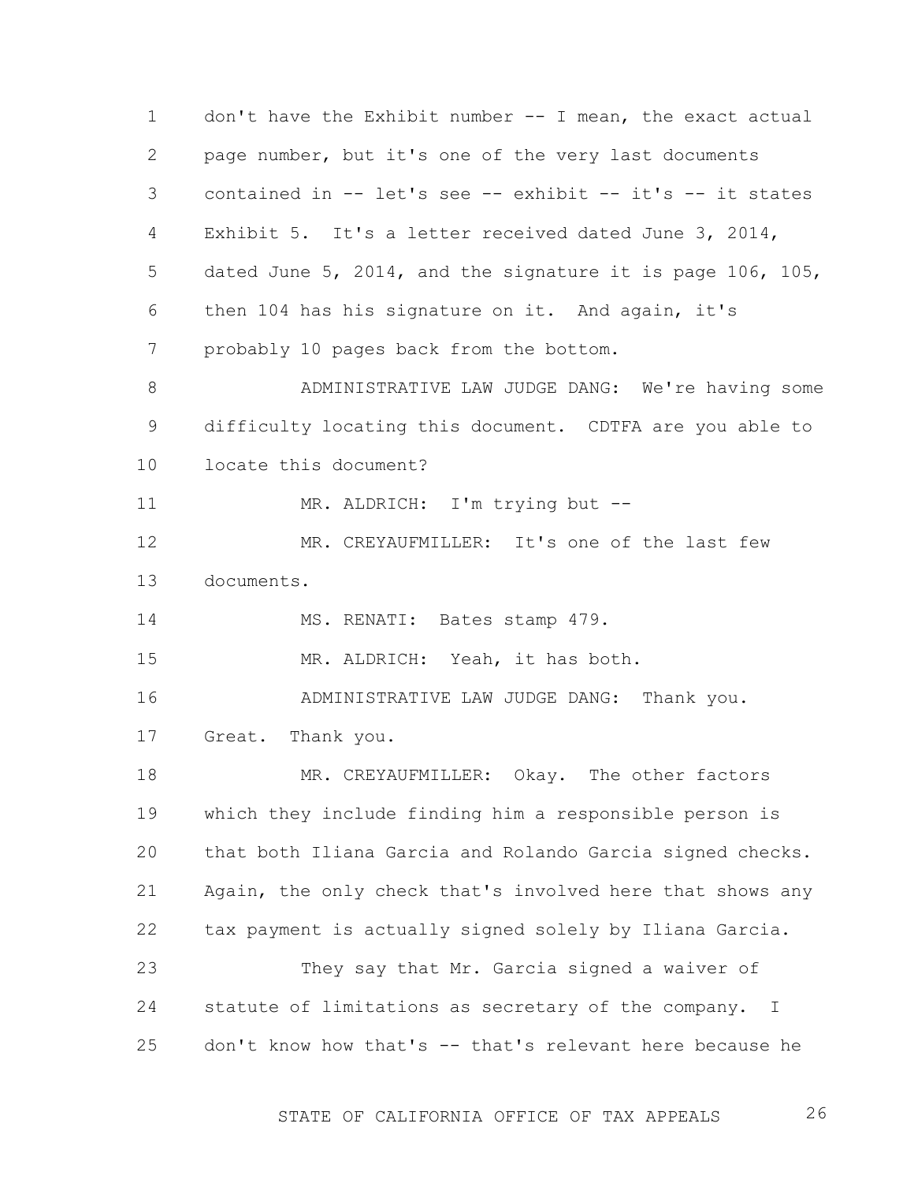don't have the Exhibit number -- I mean, the exact actual page number, but it's one of the very last documents contained in -- let's see -- exhibit -- it's -- it states Exhibit 5. It's a letter received dated June 3, 2014, dated June 5, 2014, and the signature it is page 106, 105, then 104 has his signature on it. And again, it's probably 10 pages back from the bottom.

ADMINISTRATIVE LAW JUDGE DANG: We're having some difficulty locating this document. CDTFA are you able to locate this document?

MR. ALDRICH: I'm trying but --

MR. CREYAUFMILLER: It's one of the last few documents.

MS. RENATI: Bates stamp 479.

MR. ALDRICH: Yeah, it has both.

ADMINISTRATIVE LAW JUDGE DANG: Thank you. Great. Thank you.

MR. CREYAUFMILLER: Okay. The other factors which they include finding him a responsible person is that both Iliana Garcia and Rolando Garcia signed checks. Again, the only check that's involved here that shows any tax payment is actually signed solely by Iliana Garcia.

They say that Mr. Garcia signed a waiver of statute of limitations as secretary of the company. I don't know how that's -- that's relevant here because he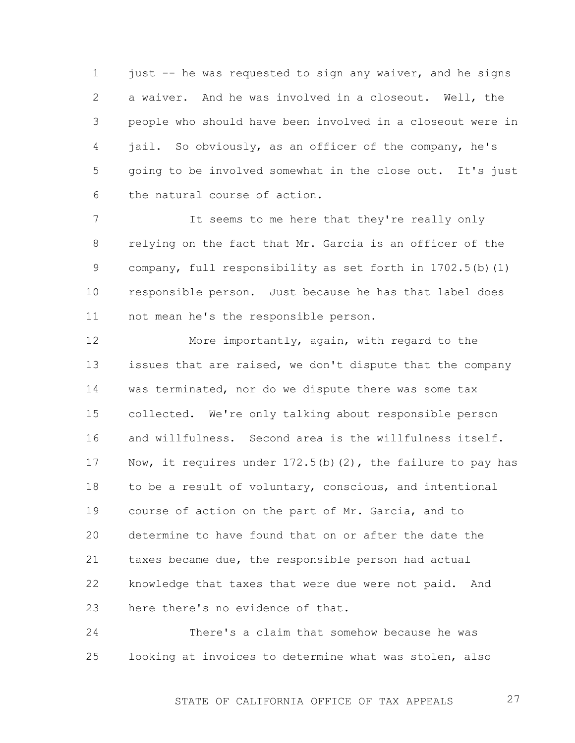just -- he was requested to sign any waiver, and he signs a waiver. And he was involved in a closeout. Well, the people who should have been involved in a closeout were in jail. So obviously, as an officer of the company, he's going to be involved somewhat in the close out. It's just the natural course of action.

It seems to me here that they're really only relying on the fact that Mr. Garcia is an officer of the company, full responsibility as set forth in 1702.5(b)(1) responsible person. Just because he has that label does not mean he's the responsible person.

More importantly, again, with regard to the issues that are raised, we don't dispute that the company was terminated, nor do we dispute there was some tax collected. We're only talking about responsible person and willfulness. Second area is the willfulness itself. Now, it requires under 172.5(b)(2), the failure to pay has to be a result of voluntary, conscious, and intentional course of action on the part of Mr. Garcia, and to determine to have found that on or after the date the taxes became due, the responsible person had actual knowledge that taxes that were due were not paid. And here there's no evidence of that.

There's a claim that somehow because he was looking at invoices to determine what was stolen, also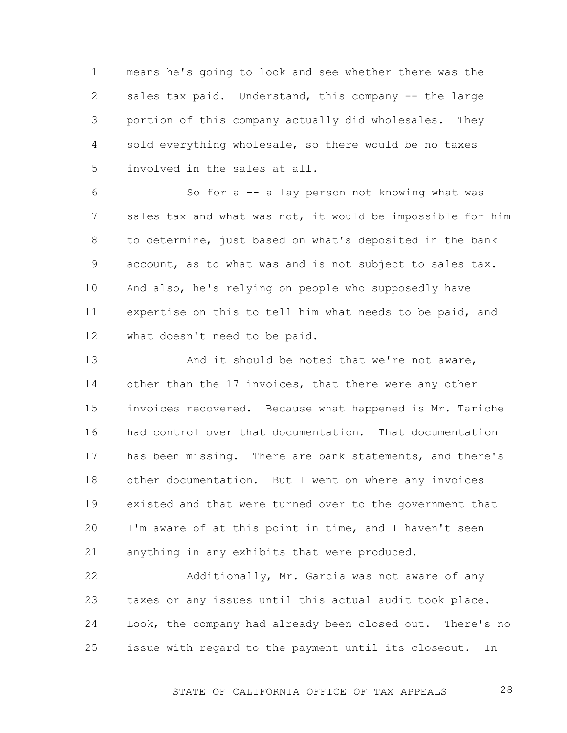means he's going to look and see whether there was the sales tax paid. Understand, this company -- the large portion of this company actually did wholesales. They sold everything wholesale, so there would be no taxes involved in the sales at all.

So for a -- a lay person not knowing what was sales tax and what was not, it would be impossible for him to determine, just based on what's deposited in the bank account, as to what was and is not subject to sales tax. And also, he's relying on people who supposedly have expertise on this to tell him what needs to be paid, and what doesn't need to be paid.

And it should be noted that we're not aware, other than the 17 invoices, that there were any other invoices recovered. Because what happened is Mr. Tariche had control over that documentation. That documentation has been missing. There are bank statements, and there's other documentation. But I went on where any invoices existed and that were turned over to the government that I'm aware of at this point in time, and I haven't seen anything in any exhibits that were produced.

Additionally, Mr. Garcia was not aware of any taxes or any issues until this actual audit took place. Look, the company had already been closed out. There's no issue with regard to the payment until its closeout. In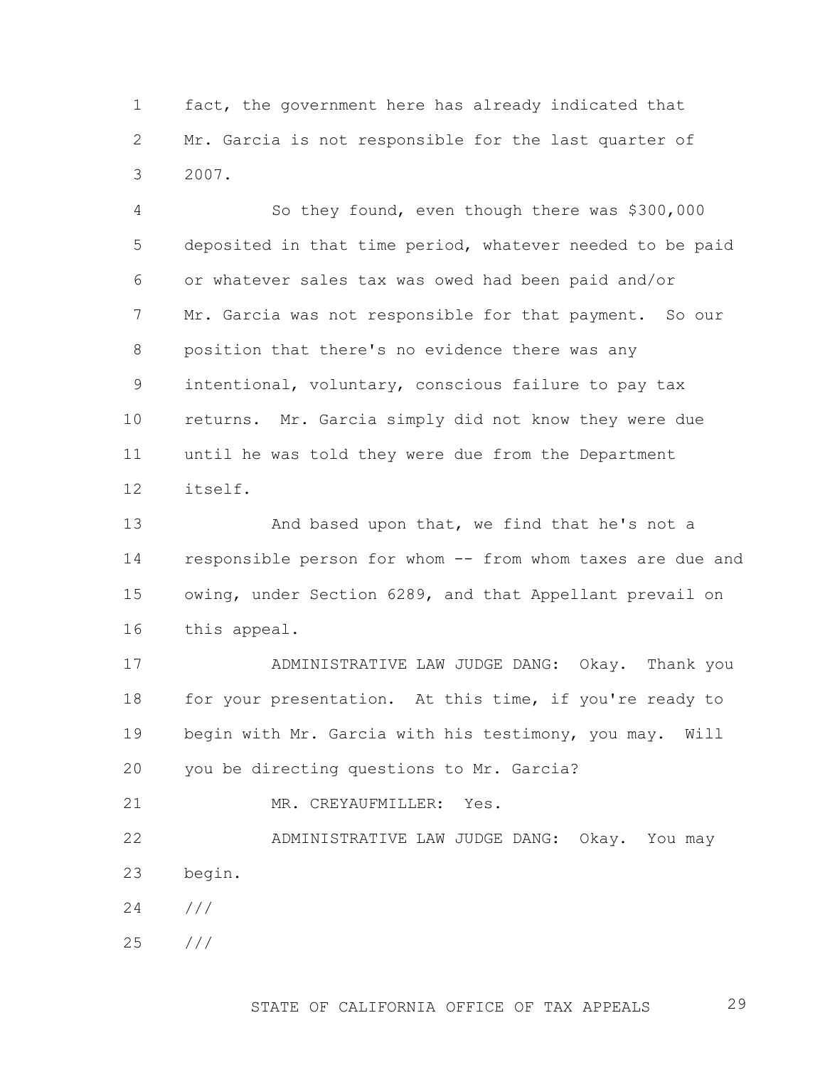fact, the government here has already indicated that Mr. Garcia is not responsible for the last quarter of 2007.

So they found, even though there was $300,000 deposited in that time period, whatever needed to be paid or whatever sales tax was owed had been paid and/or Mr. Garcia was not responsible for that payment. So our position that there's no evidence there was any intentional, voluntary, conscious failure to pay tax returns. Mr. Garcia simply did not know they were due until he was told they were due from the Department itself.

And based upon that, we find that he's not a responsible person for whom -- from whom taxes are due and owing, under Section 6289, and that Appellant prevail on this appeal.

ADMINISTRATIVE LAW JUDGE DANG: Okay. Thank you for your presentation. At this time, if you're ready to begin with Mr. Garcia with his testimony, you may. Will you be directing questions to Mr. Garcia?

MR. CREYAUFMILLER: Yes.

ADMINISTRATIVE LAW JUDGE DANG: Okay. You may begin.

///

///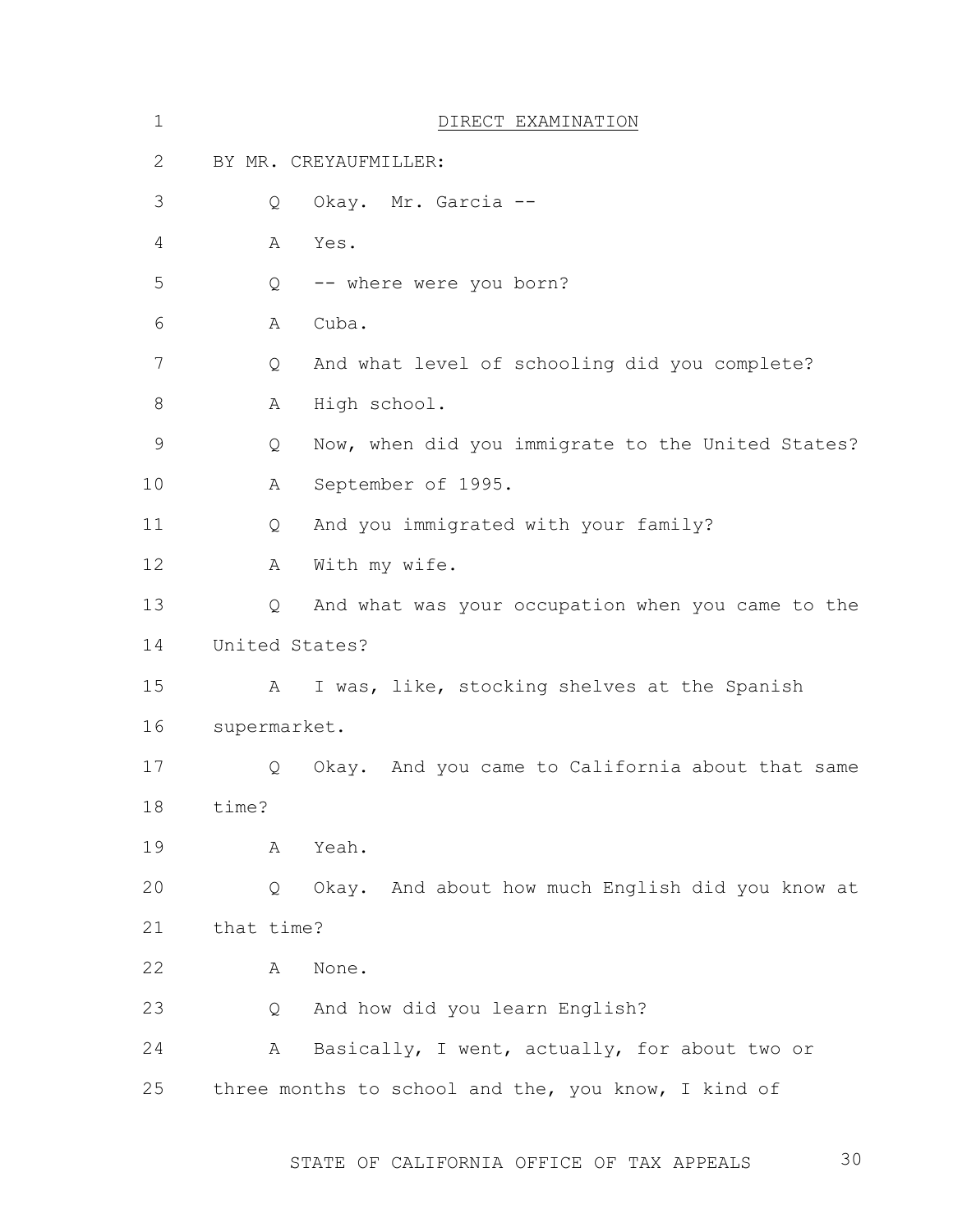DIRECT EXAMINATION

BY MR. CREYAUFMILLER:

Q Okay. Mr. Garcia --

A Yes.

Q -- where were you born?

A Cuba.

Q And what level of schooling did you complete?

A High school.

Q Now, when did you immigrate to the United States?

A September of 1995.

Q And you immigrated with your family?

A With my wife.

Q And what was your occupation when you came to the United States?

A I was, like, stocking shelves at the Spanish supermarket.

Q Okay. And you came to California about that same time?

A Yeah.

Q Okay. And about how much English did you know at that time?

A None.

Q And how did you learn English?

A Basically, I went, actually, for about two or three months to school and the, you know, I kind of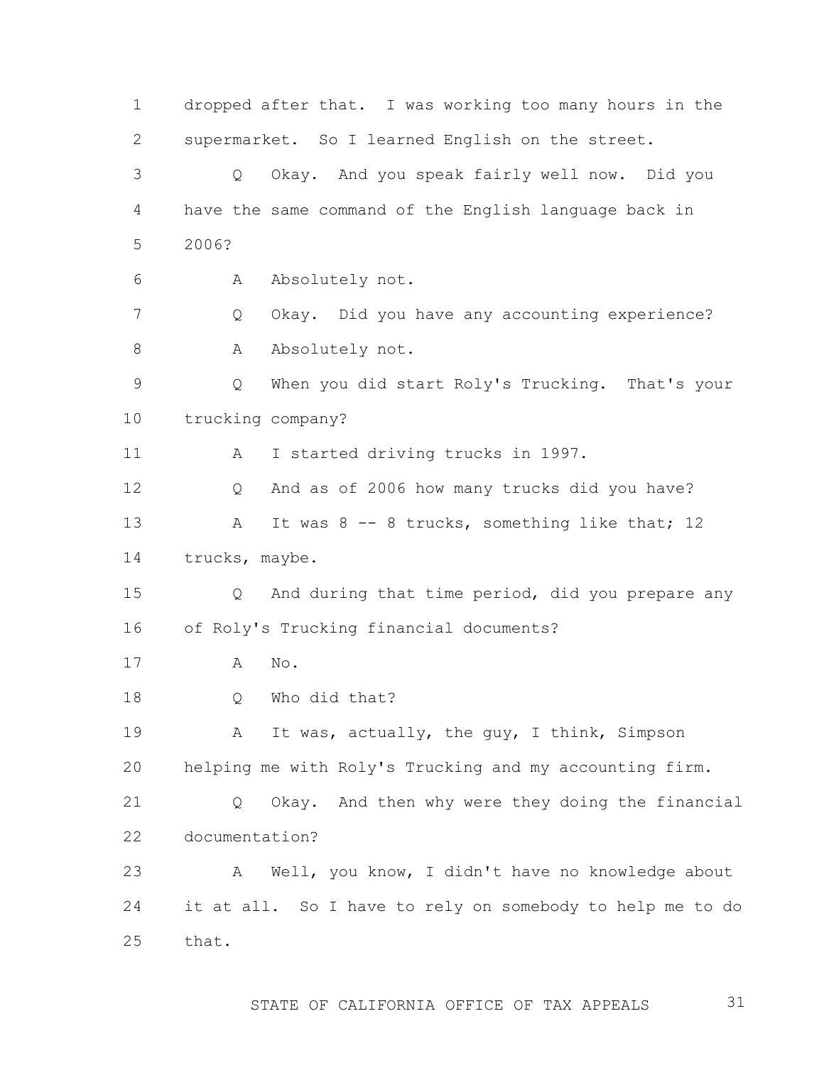dropped after that. I was working too many hours in the supermarket. So I learned English on the street.

Q Okay. And you speak fairly well now. Did you have the same command of the English language back in 2006?

A Absolutely not.

Q Okay. Did you have any accounting experience?

A Absolutely not.

Q When you did start Roly's Trucking. That's your trucking company?

A I started driving trucks in 1997.

Q And as of 2006 how many trucks did you have?

A It was 8 -- 8 trucks, something like that; 12 trucks, maybe.

Q And during that time period, did you prepare any of Roly's Trucking financial documents?

A No.

Q Who did that?

A It was, actually, the guy, I think, Simpson helping me with Roly's Trucking and my accounting firm.

Q Okay. And then why were they doing the financial documentation?

A Well, you know, I didn't have no knowledge about it at all. So I have to rely on somebody to help me to do that.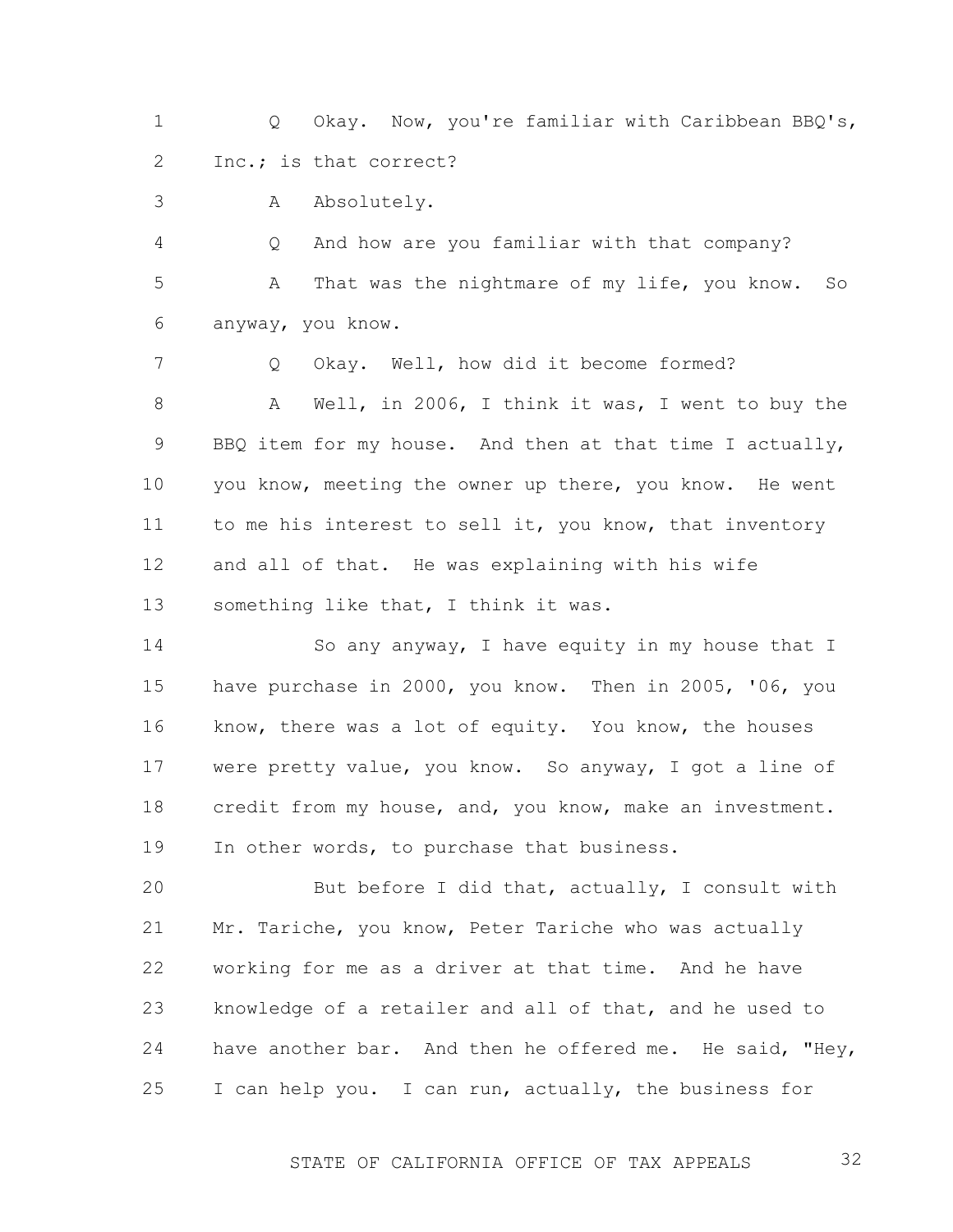Q Okay. Now, you're familiar with Caribbean BBQ's, Inc.; is that correct?

A Absolutely.

Q And how are you familiar with that company?

A That was the nightmare of my life, you know. So anyway, you know.

Q Okay. Well, how did it become formed?

A Well, in 2006, I think it was, I went to buy the BBQ item for my house. And then at that time I actually, you know, meeting the owner up there, you know. He went to me his interest to sell it, you know, that inventory and all of that. He was explaining with his wife something like that, I think it was.

So any anyway, I have equity in my house that I have purchase in 2000, you know. Then in 2005, '06, you know, there was a lot of equity. You know, the houses were pretty value, you know. So anyway, I got a line of credit from my house, and, you know, make an investment. In other words, to purchase that business.

But before I did that, actually, I consult with Mr. Tariche, you know, Peter Tariche who was actually working for me as a driver at that time. And he have knowledge of a retailer and all of that, and he used to have another bar. And then he offered me. He said, "Hey, I can help you. I can run, actually, the business for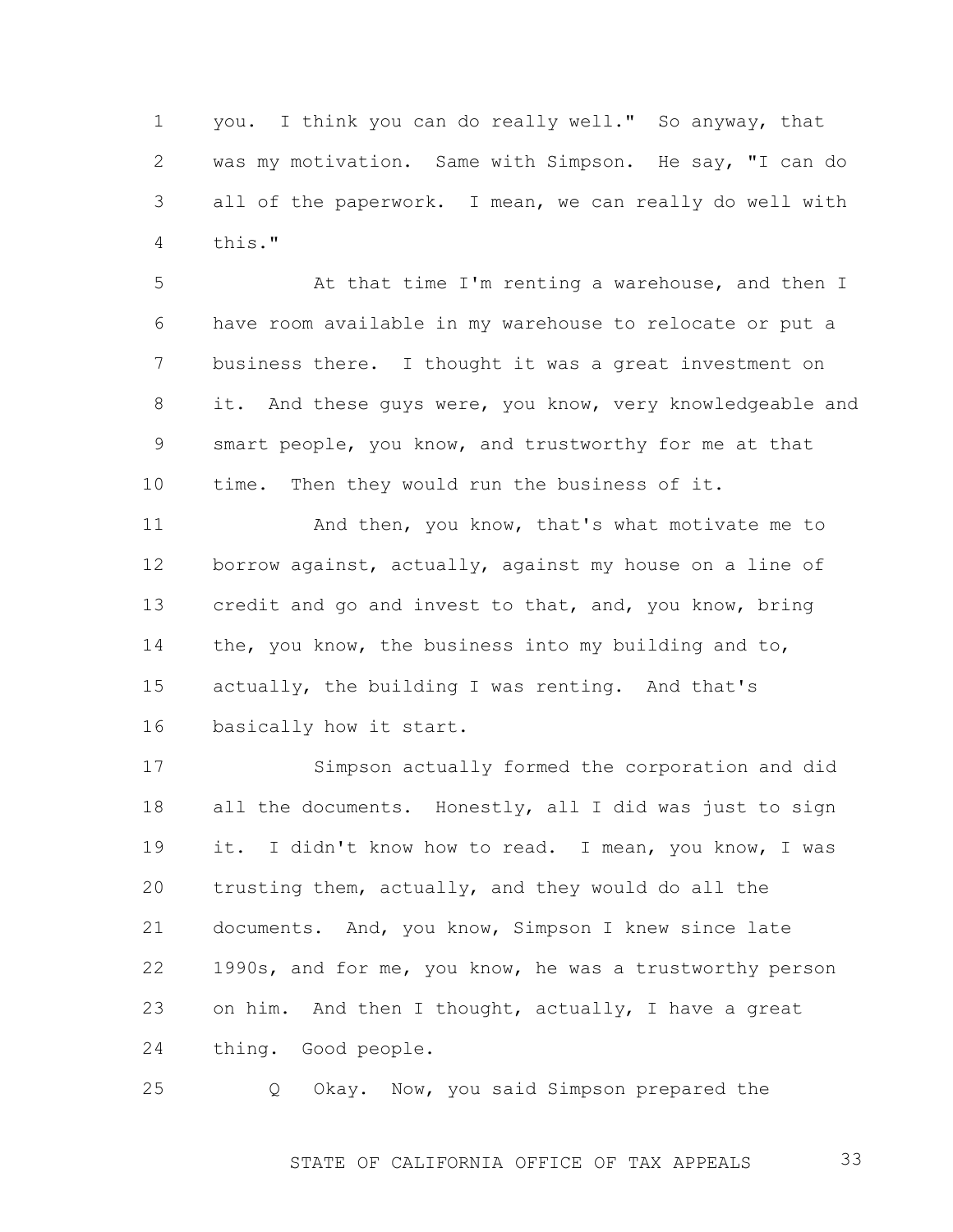you. I think you can do really well." So anyway, that was my motivation. Same with Simpson. He say, "I can do all of the paperwork. I mean, we can really do well with this."

At that time I'm renting a warehouse, and then I have room available in my warehouse to relocate or put a business there. I thought it was a great investment on it. And these guys were, you know, very knowledgeable and smart people, you know, and trustworthy for me at that time. Then they would run the business of it.

And then, you know, that's what motivate me to borrow against, actually, against my house on a line of credit and go and invest to that, and, you know, bring the, you know, the business into my building and to, actually, the building I was renting. And that's basically how it start.

Simpson actually formed the corporation and did all the documents. Honestly, all I did was just to sign it. I didn't know how to read. I mean, you know, I was trusting them, actually, and they would do all the documents. And, you know, Simpson I knew since late 1990s, and for me, you know, he was a trustworthy person on him. And then I thought, actually, I have a great thing. Good people.

Q Okay. Now, you said Simpson prepared the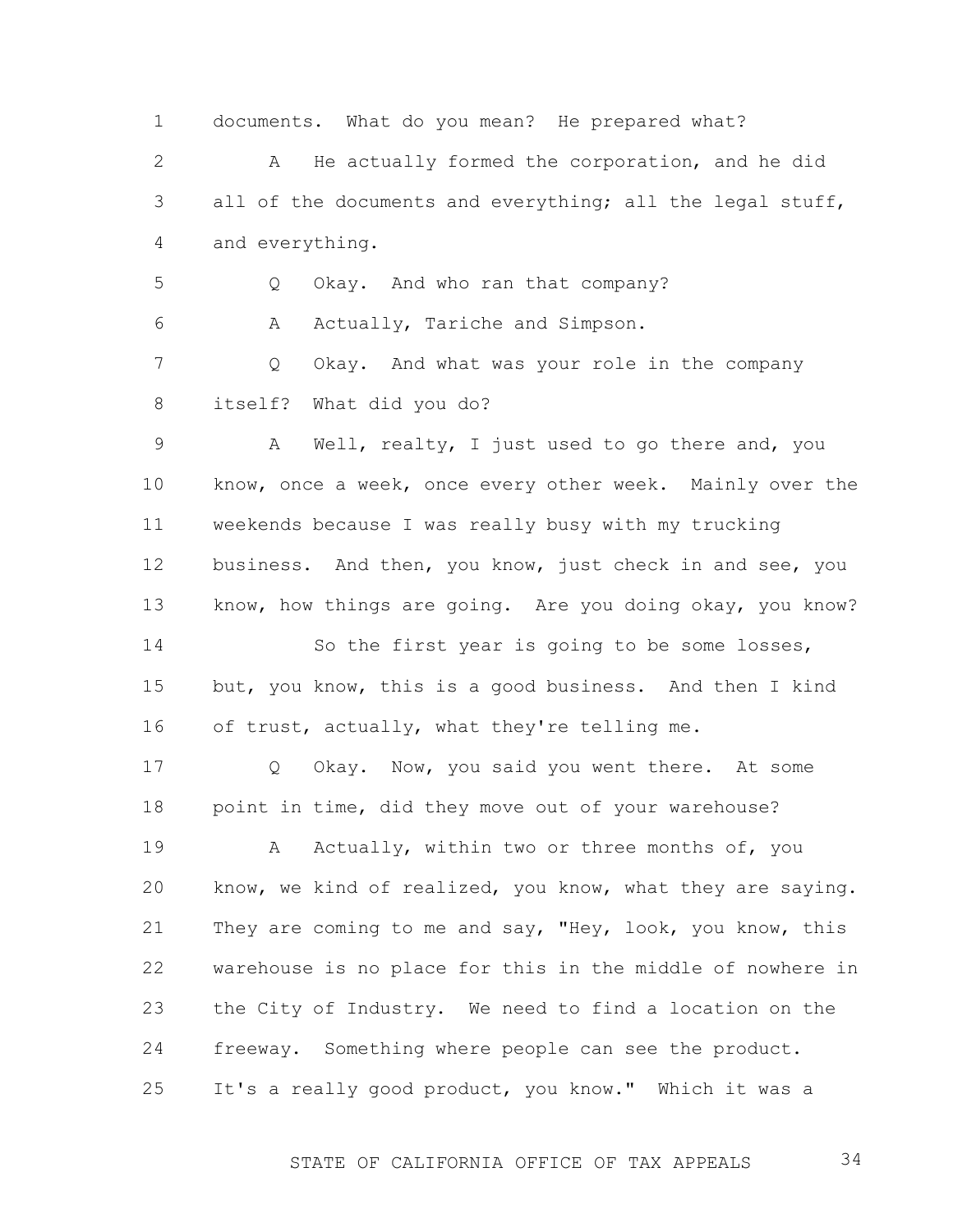1 documents. What do you mean? He prepared what?

2 A He actually formed the corporation, and he did

3 all of the documents and everything; all the legal stuff,

4 and everything.

5 Q Okay. And who ran that company?

6 A Actually, Tariche and Simpson.

7 Q Okay. And what was your role in the company

8 itself? What did you do?

9 A Well, realty, I just used to go there and, you

10 know, once a week, once every other week. Mainly over the

11 weekends because I was really busy with my trucking

12 business. And then, you know, just check in and see, you

13 know, how things are going. Are you doing okay, you know?

14 So the first year is going to be some losses,

15 but, you know, this is a good business. And then I kind

16 of trust, actually, what they're telling me.

17 Q Okay. Now, you said you went there. At some

18 point in time, did they move out of your warehouse?

19 A Actually, within two or three months of, you

20 know, we kind of realized, you know, what they are saying.

21 They are coming to me and say, "Hey, look, you know, this

22 warehouse is no place for this in the middle of nowhere in

23 the City of Industry. We need to find a location on the

24 freeway. Something where people can see the product.

25 It's a really good product, you know." Which it was a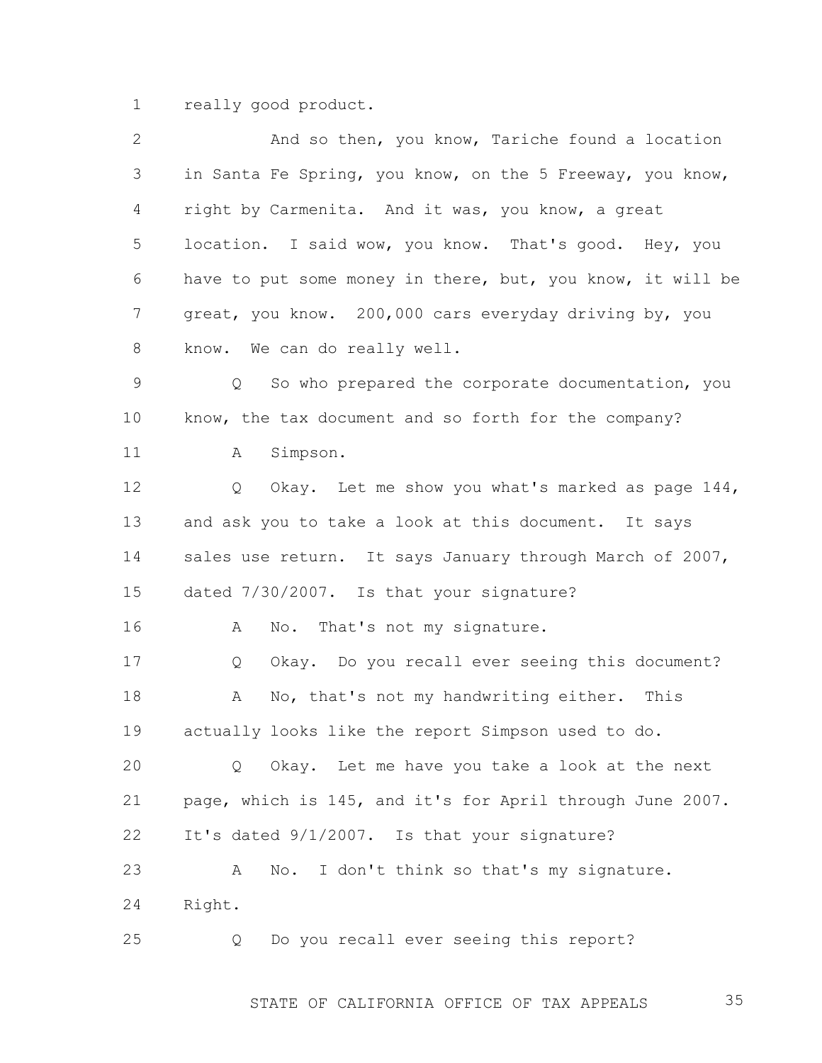really good product.

And so then, you know, Tariche found a location in Santa Fe Spring, you know, on the 5 Freeway, you know, right by Carmenita. And it was, you know, a great location. I said wow, you know. That's good. Hey, you have to put some money in there, but, you know, it will be great, you know. 200,000 cars everyday driving by, you know. We can do really well.

Q So who prepared the corporate documentation, you know, the tax document and so forth for the company?

A Simpson.

Q Okay. Let me show you what's marked as page 144, and ask you to take a look at this document. It says sales use return. It says January through March of 2007, dated 7/30/2007. Is that your signature?

A No. That's not my signature.

Q Okay. Do you recall ever seeing this document?

A No, that's not my handwriting either. This actually looks like the report Simpson used to do.

Q Okay. Let me have you take a look at the next page, which is 145, and it's for April through June 2007. It's dated 9/1/2007. Is that your signature?

A No. I don't think so that's my signature. Right.

Q Do you recall ever seeing this report?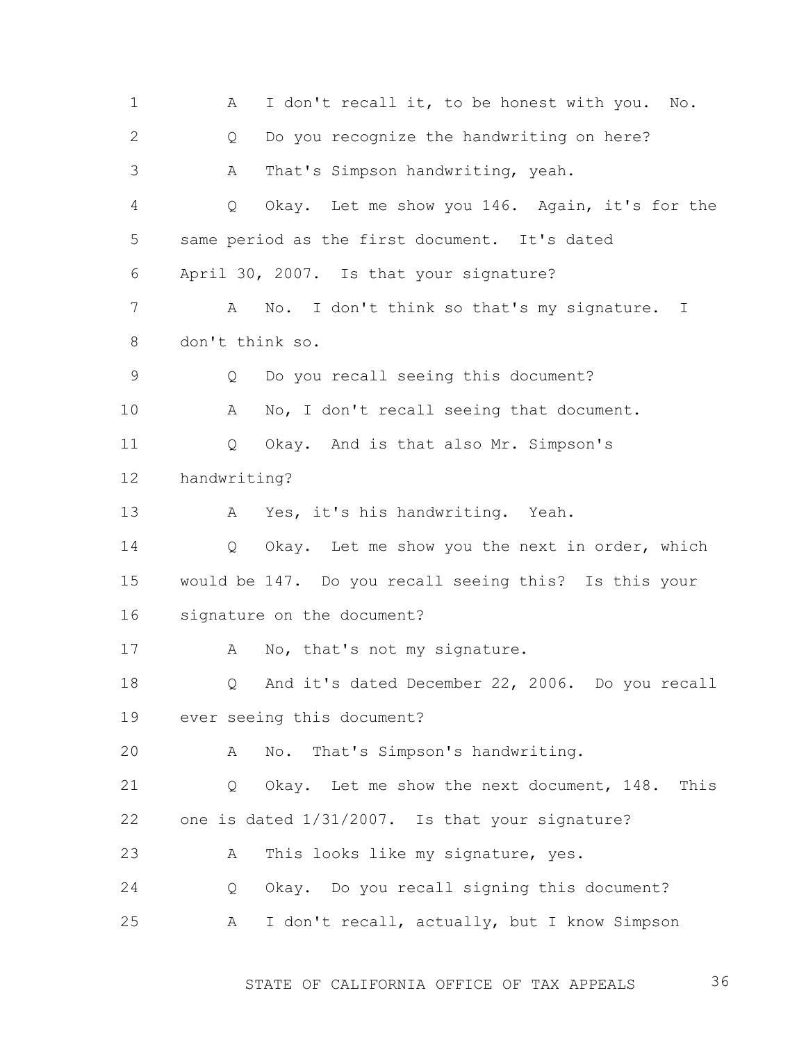1 A I don't recall it, to be honest with you. No.

2 Q Do you recognize the handwriting on here?

3 A That's Simpson handwriting, yeah.

4 Q Okay. Let me show you 146. Again, it's for the

5 same period as the first document. It's dated

6 April 30, 2007. Is that your signature?

7 A No. I don't think so that's my signature. I

8 don't think so.

9 Q Do you recall seeing this document?

10 A No, I don't recall seeing that document.

11 Q Okay. And is that also Mr. Simpson's

12 handwriting?

13 A Yes, it's his handwriting. Yeah.

14 Q Okay. Let me show you the next in order, which

15 would be 147. Do you recall seeing this? Is this your

16 signature on the document?

17 A No, that's not my signature.

18 Q And it's dated December 22, 2006. Do you recall

19 ever seeing this document?

20 A No. That's Simpson's handwriting.

21 Q Okay. Let me show the next document, 148. This

22 one is dated 1/31/2007. Is that your signature?

23 A This looks like my signature, yes.

24 Q Okay. Do you recall signing this document?

25 A I don't recall, actually, but I know Simpson

STATE OF CALIFORNIA OFFICE OF TAX APPEALS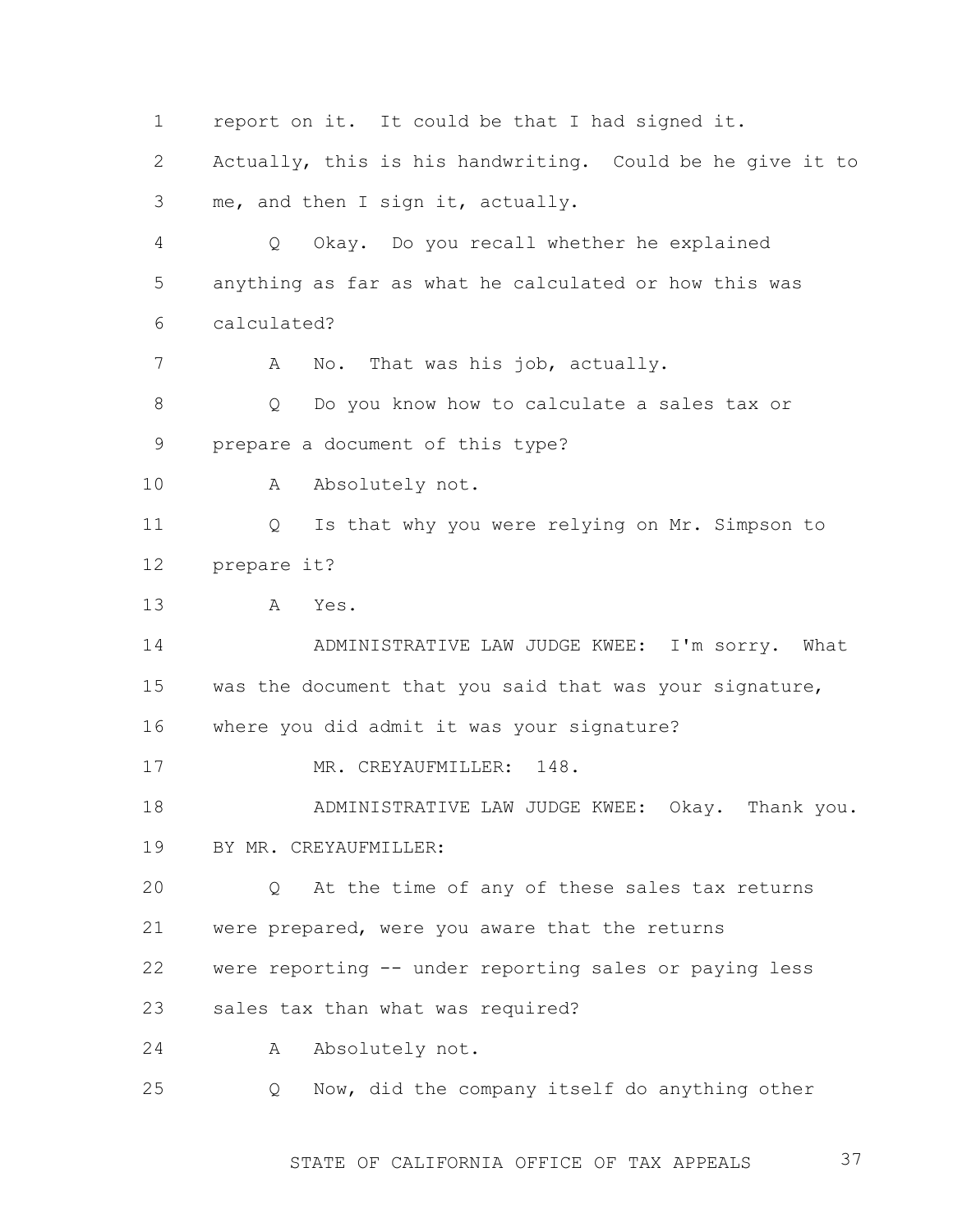report on it. It could be that I had signed it. Actually, this is his handwriting. Could be he give it to me, and then I sign it, actually.

Q Okay. Do you recall whether he explained anything as far as what he calculated or how this was calculated?

A No. That was his job, actually.

Q Do you know how to calculate a sales tax or prepare a document of this type?

A Absolutely not.

Q Is that why you were relying on Mr. Simpson to prepare it?

A Yes.

ADMINISTRATIVE LAW JUDGE KWEE: I'm sorry. What was the document that you said that was your signature, where you did admit it was your signature?

MR. CREYAUFMILLER: 148.

ADMINISTRATIVE LAW JUDGE KWEE: Okay. Thank you.

BY MR. CREYAUFMILLER:

Q At the time of any of these sales tax returns were prepared, were you aware that the returns were reporting -- under reporting sales or paying less sales tax than what was required?

A Absolutely not.

Q Now, did the company itself do anything other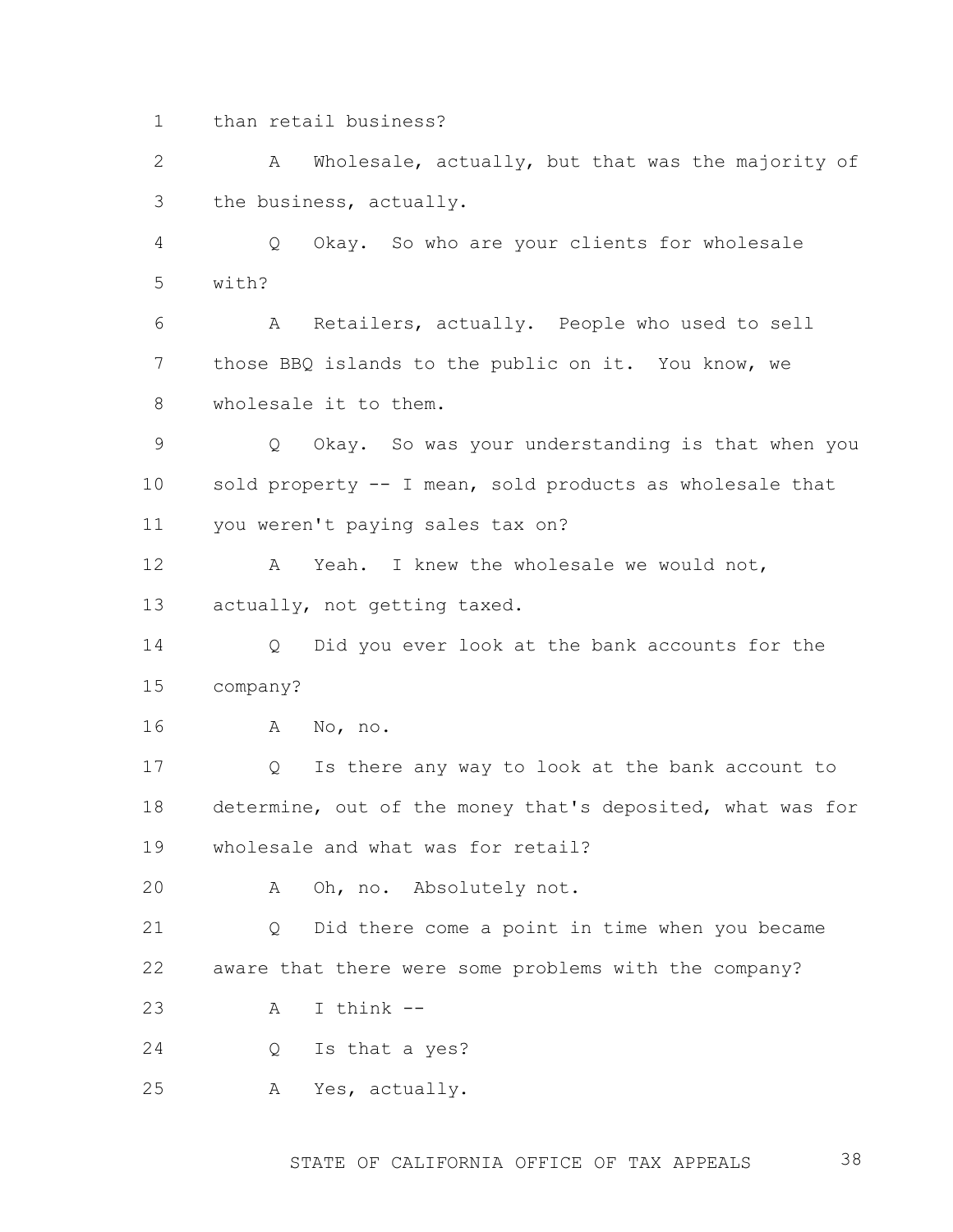1 than retail business?

2 A Wholesale, actually, but that was the majority of

3 the business, actually.

4 Q Okay. So who are your clients for wholesale

5 with?

6 A Retailers, actually. People who used to sell

7 those BBQ islands to the public on it. You know, we

8 wholesale it to them.

9 Q Okay. So was your understanding is that when you

10 sold property -- I mean, sold products as wholesale that

11 you weren't paying sales tax on?

12 A Yeah. I knew the wholesale we would not,

13 actually, not getting taxed.

14 Q Did you ever look at the bank accounts for the

15 company?

16 A No, no.

17 Q Is there any way to look at the bank account to

18 determine, out of the money that's deposited, what was for

19 wholesale and what was for retail?

20 A Oh, no. Absolutely not.

21 Q Did there come a point in time when you became

22 aware that there were some problems with the company?

23 A I think --

24 Q Is that a yes?

25 A Yes, actually.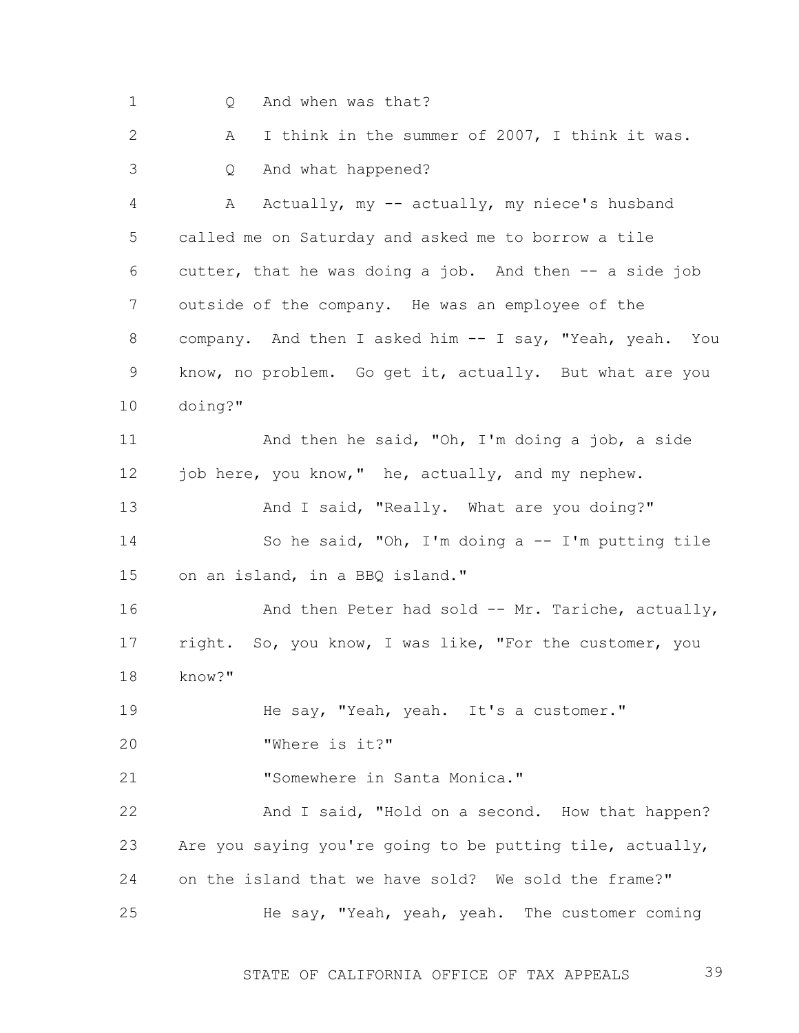1 Q And when was that?

2 A I think in the summer of 2007, I think it was.

3 Q And what happened?

4 A Actually, my -- actually, my niece's husband
5 called me on Saturday and asked me to borrow a tile
6 cutter, that he was doing a job. And then -- a side job
7 outside of the company. He was an employee of the
8 company. And then I asked him -- I say, "Yeah, yeah. You
9 know, no problem. Go get it, actually. But what are you
10 doing?"

11 And then he said, "Oh, I'm doing a job, a side
12 job here, you know," he, actually, and my nephew.

13 And I said, "Really. What are you doing?"

14 So he said, "Oh, I'm doing a -- I'm putting tile
15 on an island, in a BBQ island."

16 And then Peter had sold -- Mr. Tariche, actually,
17 right. So, you know, I was like, "For the customer, you
18 know?"

19 He say, "Yeah, yeah. It's a customer."

20 "Where is it?"

21 "Somewhere in Santa Monica."

22 And I said, "Hold on a second. How that happen?
23 Are you saying you're going to be putting tile, actually,
24 on the island that we have sold? We sold the frame?"

25 He say, "Yeah, yeah, yeah. The customer coming

STATE OF CALIFORNIA OFFICE OF TAX APPEALS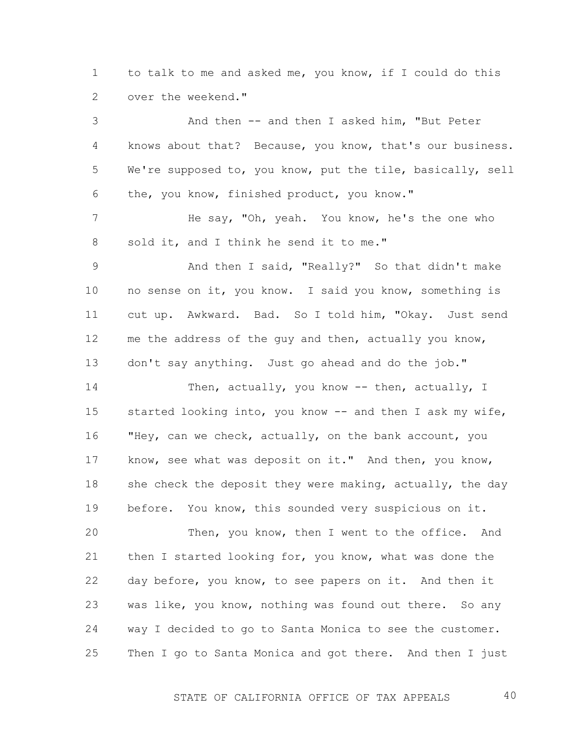to talk to me and asked me, you know, if I could do this over the weekend."

And then -- and then I asked him, "But Peter knows about that? Because, you know, that's our business. We're supposed to, you know, put the tile, basically, sell the, you know, finished product, you know."

He say, "Oh, yeah. You know, he's the one who sold it, and I think he send it to me."

And then I said, "Really?" So that didn't make no sense on it, you know. I said you know, something is cut up. Awkward. Bad. So I told him, "Okay. Just send me the address of the guy and then, actually you know, don't say anything. Just go ahead and do the job."

Then, actually, you know -- then, actually, I started looking into, you know -- and then I ask my wife, "Hey, can we check, actually, on the bank account, you know, see what was deposit on it." And then, you know, she check the deposit they were making, actually, the day before. You know, this sounded very suspicious on it.

Then, you know, then I went to the office. And then I started looking for, you know, what was done the day before, you know, to see papers on it. And then it was like, you know, nothing was found out there. So any way I decided to go to Santa Monica to see the customer. Then I go to Santa Monica and got there. And then I just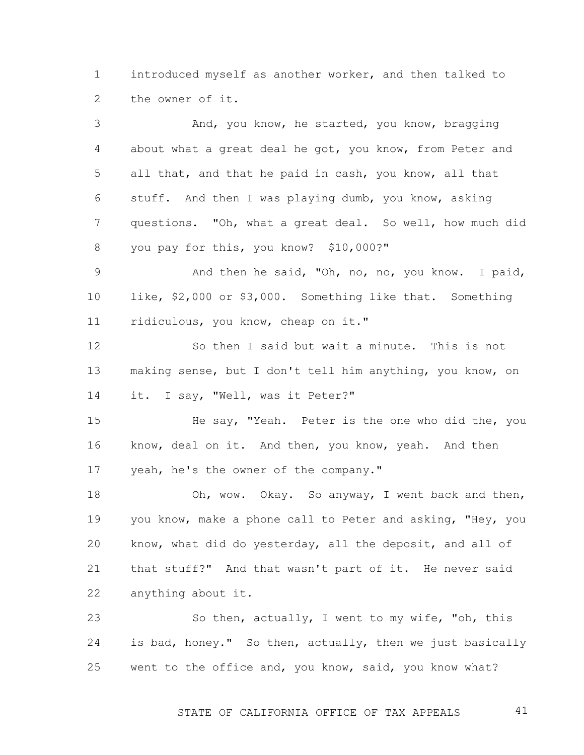introduced myself as another worker, and then talked to the owner of it.

And, you know, he started, you know, bragging about what a great deal he got, you know, from Peter and all that, and that he paid in cash, you know, all that stuff. And then I was playing dumb, you know, asking questions. "Oh, what a great deal. So well, how much did you pay for this, you know? $10,000?"

And then he said, "Oh, no, no, you know. I paid, like, $2,000 or $3,000. Something like that. Something ridiculous, you know, cheap on it."

So then I said but wait a minute. This is not making sense, but I don't tell him anything, you know, on it. I say, "Well, was it Peter?"

He say, "Yeah. Peter is the one who did the, you know, deal on it. And then, you know, yeah. And then yeah, he's the owner of the company."

Oh, wow. Okay. So anyway, I went back and then, you know, make a phone call to Peter and asking, "Hey, you know, what did do yesterday, all the deposit, and all of that stuff?" And that wasn't part of it. He never said anything about it.

So then, actually, I went to my wife, "oh, this is bad, honey." So then, actually, then we just basically went to the office and, you know, said, you know what?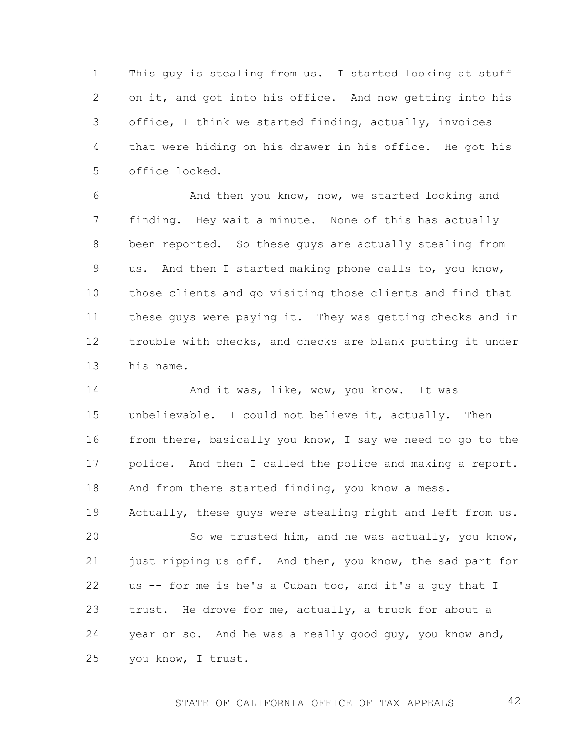This guy is stealing from us. I started looking at stuff on it, and got into his office. And now getting into his office, I think we started finding, actually, invoices that were hiding on his drawer in his office. He got his office locked.

And then you know, now, we started looking and finding. Hey wait a minute. None of this has actually been reported. So these guys are actually stealing from us. And then I started making phone calls to, you know, those clients and go visiting those clients and find that these guys were paying it. They was getting checks and in trouble with checks, and checks are blank putting it under his name.

And it was, like, wow, you know. It was unbelievable. I could not believe it, actually. Then from there, basically you know, I say we need to go to the police. And then I called the police and making a report. And from there started finding, you know a mess. Actually, these guys were stealing right and left from us.

So we trusted him, and he was actually, you know, just ripping us off. And then, you know, the sad part for us -- for me is he's a Cuban too, and it's a guy that I trust. He drove for me, actually, a truck for about a year or so. And he was a really good guy, you know and, you know, I trust.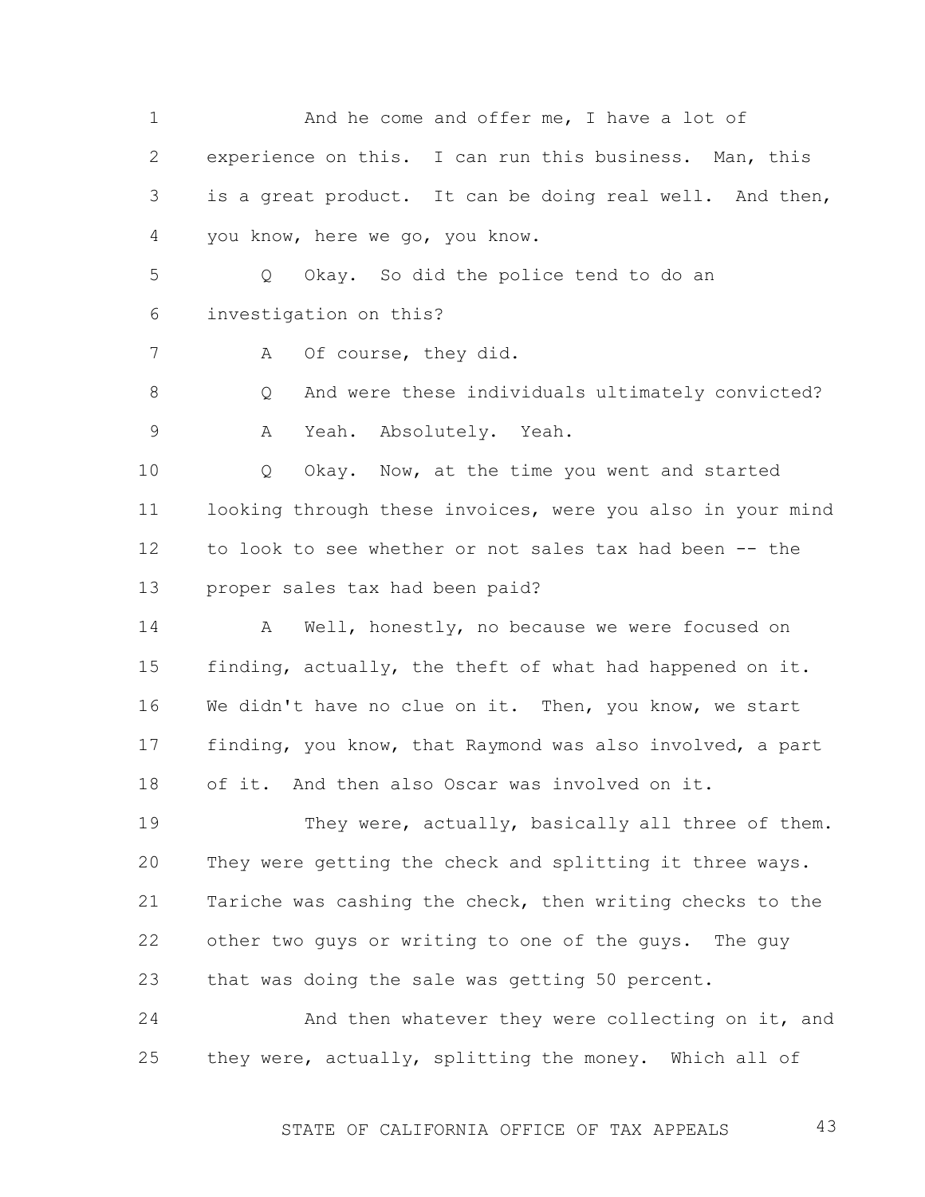And he come and offer me, I have a lot of experience on this. I can run this business. Man, this is a great product. It can be doing real well. And then, you know, here we go, you know.

Q Okay. So did the police tend to do an investigation on this?

A Of course, they did.

Q And were these individuals ultimately convicted?

A Yeah. Absolutely. Yeah.

Q Okay. Now, at the time you went and started looking through these invoices, were you also in your mind to look to see whether or not sales tax had been -- the proper sales tax had been paid?

A Well, honestly, no because we were focused on finding, actually, the theft of what had happened on it. We didn't have no clue on it. Then, you know, we start finding, you know, that Raymond was also involved, a part of it. And then also Oscar was involved on it.

They were, actually, basically all three of them. They were getting the check and splitting it three ways. Tariche was cashing the check, then writing checks to the other two guys or writing to one of the guys. The guy that was doing the sale was getting 50 percent.

And then whatever they were collecting on it, and they were, actually, splitting the money. Which all of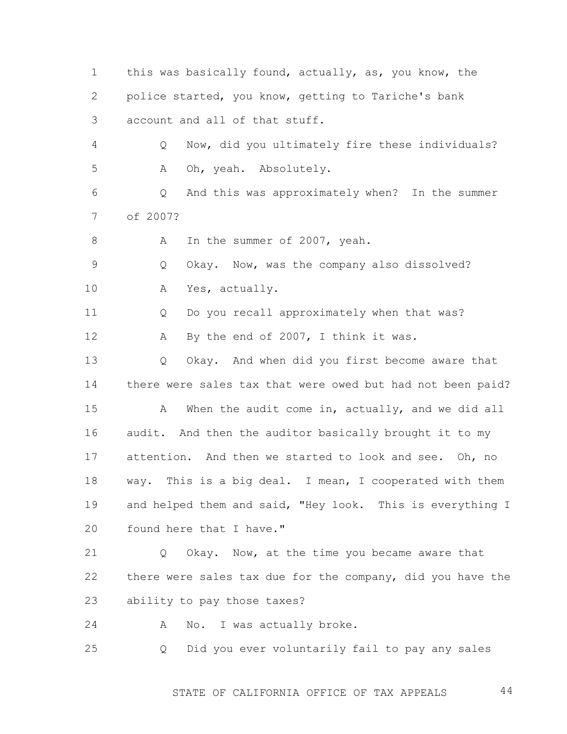1 this was basically found, actually, as, you know, the
2 police started, you know, getting to Tariche's bank
3 account and all of that stuff.

4 Q Now, did you ultimately fire these individuals?

5 A Oh, yeah. Absolutely.

6 Q And this was approximately when? In the summer
7 of 2007?

8 A In the summer of 2007, yeah.

9 Q Okay. Now, was the company also dissolved?

10 A Yes, actually.

11 Q Do you recall approximately when that was?

12 A By the end of 2007, I think it was.

13 Q Okay. And when did you first become aware that
14 there were sales tax that were owed but had not been paid?

15 A When the audit come in, actually, and we did all
16 audit. And then the auditor basically brought it to my
17 attention. And then we started to look and see. Oh, no
18 way. This is a big deal. I mean, I cooperated with them
19 and helped them and said, "Hey look. This is everything I
20 found here that I have."

21 Q Okay. Now, at the time you became aware that
22 there were sales tax due for the company, did you have the
23 ability to pay those taxes?

24 A No. I was actually broke.

25 Q Did you ever voluntarily fail to pay any sales

STATE OF CALIFORNIA OFFICE OF TAX APPEALS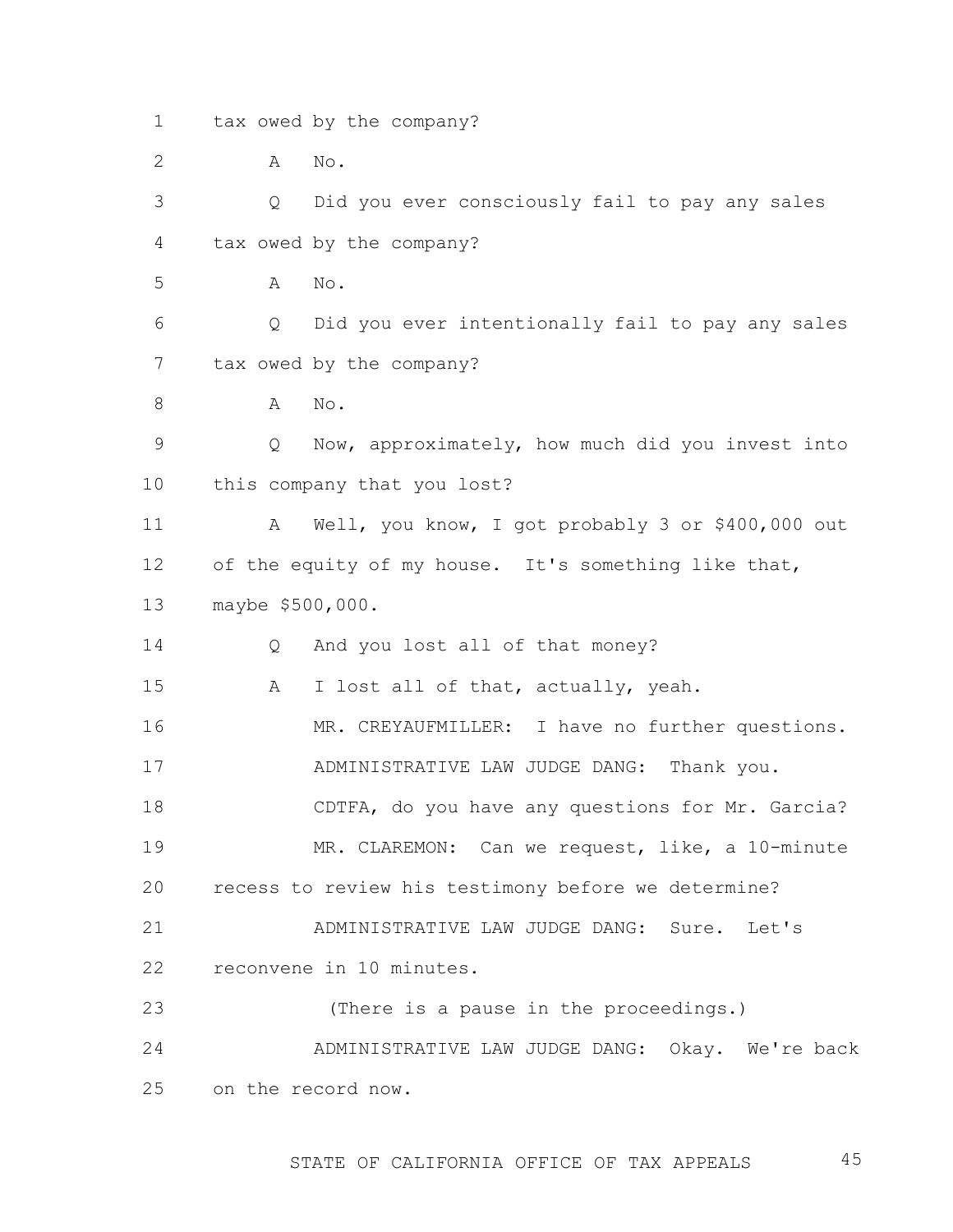tax owed by the company?

A No.

Q Did you ever consciously fail to pay any sales tax owed by the company?

A No.

Q Did you ever intentionally fail to pay any sales tax owed by the company?

A No.

Q Now, approximately, how much did you invest into this company that you lost?

A Well, you know, I got probably 3 or $400,000 out of the equity of my house. It's something like that, maybe $500,000.

Q And you lost all of that money?

A I lost all of that, actually, yeah.

MR. CREYAUFMILLER: I have no further questions.

ADMINISTRATIVE LAW JUDGE DANG: Thank you.

CDTFA, do you have any questions for Mr. Garcia?

MR. CLAREMON: Can we request, like, a 10-minute recess to review his testimony before we determine?

ADMINISTRATIVE LAW JUDGE DANG: Sure. Let's reconvene in 10 minutes.

(There is a pause in the proceedings.)

ADMINISTRATIVE LAW JUDGE DANG: Okay. We're back on the record now.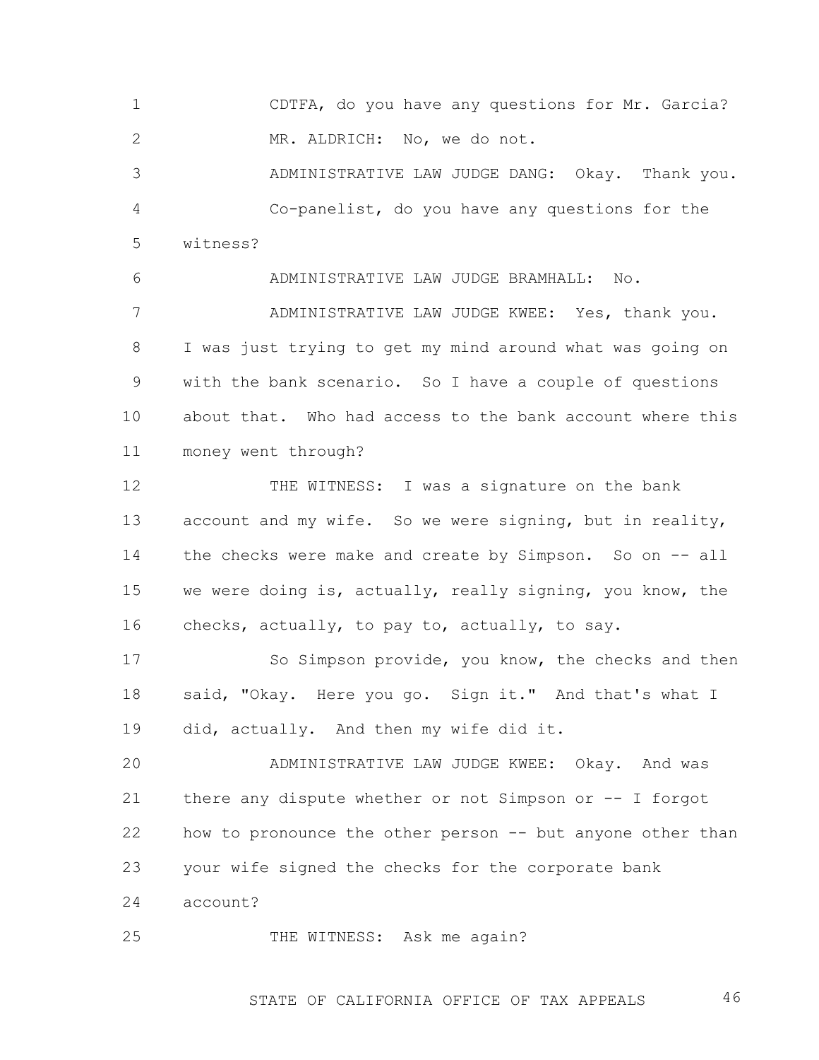CDTFA, do you have any questions for Mr. Garcia?

MR. ALDRICH: No, we do not.

ADMINISTRATIVE LAW JUDGE DANG: Okay. Thank you. Co-panelist, do you have any questions for the witness?

ADMINISTRATIVE LAW JUDGE BRAMHALL: No.

ADMINISTRATIVE LAW JUDGE KWEE: Yes, thank you. I was just trying to get my mind around what was going on with the bank scenario. So I have a couple of questions about that. Who had access to the bank account where this money went through?

THE WITNESS: I was a signature on the bank account and my wife. So we were signing, but in reality, the checks were make and create by Simpson. So on -- all we were doing is, actually, really signing, you know, the checks, actually, to pay to, actually, to say.

So Simpson provide, you know, the checks and then said, "Okay. Here you go. Sign it." And that's what I did, actually. And then my wife did it.

ADMINISTRATIVE LAW JUDGE KWEE: Okay. And was there any dispute whether or not Simpson or -- I forgot how to pronounce the other person -- but anyone other than your wife signed the checks for the corporate bank account?

THE WITNESS: Ask me again?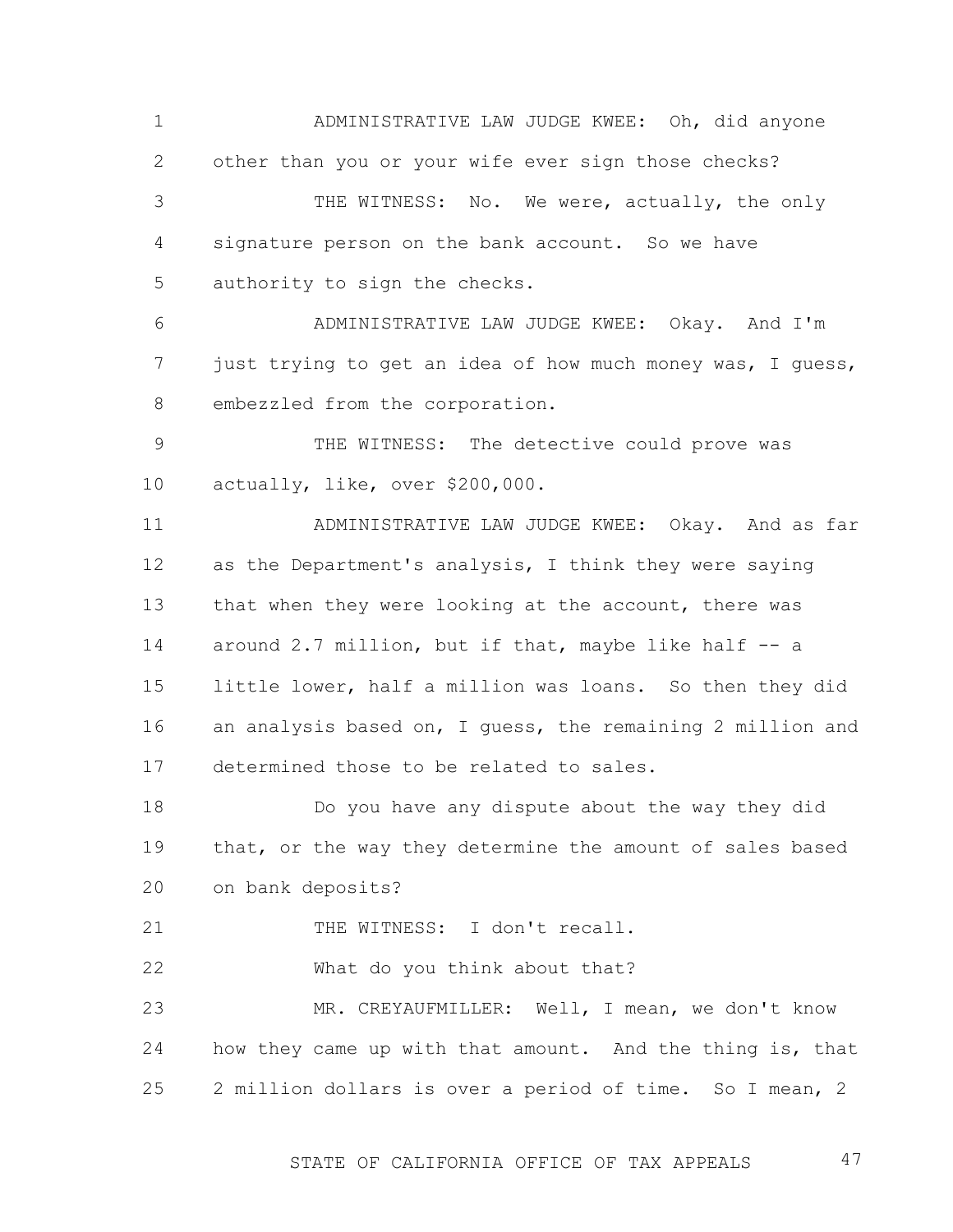ADMINISTRATIVE LAW JUDGE KWEE: Oh, did anyone other than you or your wife ever sign those checks?

THE WITNESS: No. We were, actually, the only signature person on the bank account. So we have authority to sign the checks.

ADMINISTRATIVE LAW JUDGE KWEE: Okay. And I'm just trying to get an idea of how much money was, I guess, embezzled from the corporation.

THE WITNESS: The detective could prove was actually, like, over $200,000.

ADMINISTRATIVE LAW JUDGE KWEE: Okay. And as far as the Department's analysis, I think they were saying that when they were looking at the account, there was around 2.7 million, but if that, maybe like half -- a little lower, half a million was loans. So then they did an analysis based on, I guess, the remaining 2 million and determined those to be related to sales.

Do you have any dispute about the way they did that, or the way they determine the amount of sales based on bank deposits?

THE WITNESS: I don't recall.

What do you think about that?

MR. CREYAUFMILLER: Well, I mean, we don't know how they came up with that amount. And the thing is, that 2 million dollars is over a period of time. So I mean, 2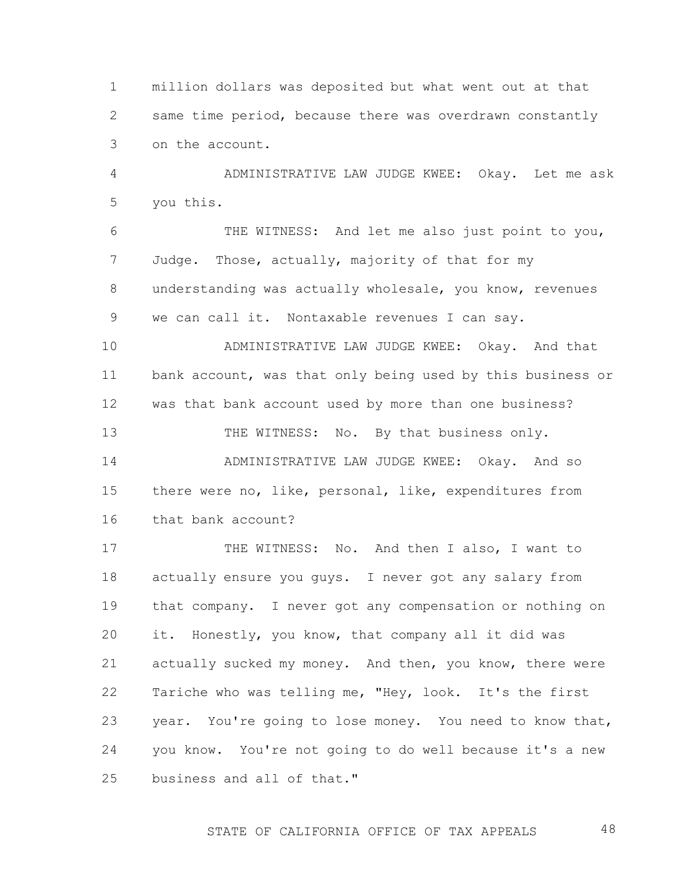million dollars was deposited but what went out at that same time period, because there was overdrawn constantly on the account.

ADMINISTRATIVE LAW JUDGE KWEE: Okay. Let me ask you this.

THE WITNESS: And let me also just point to you, Judge. Those, actually, majority of that for my understanding was actually wholesale, you know, revenues we can call it. Nontaxable revenues I can say.

ADMINISTRATIVE LAW JUDGE KWEE: Okay. And that bank account, was that only being used by this business or was that bank account used by more than one business?

THE WITNESS: No. By that business only.

ADMINISTRATIVE LAW JUDGE KWEE: Okay. And so there were no, like, personal, like, expenditures from that bank account?

THE WITNESS: No. And then I also, I want to actually ensure you guys. I never got any salary from that company. I never got any compensation or nothing on it. Honestly, you know, that company all it did was actually sucked my money. And then, you know, there were Tariche who was telling me, "Hey, look. It's the first year. You're going to lose money. You need to know that, you know. You're not going to do well because it's a new business and all of that."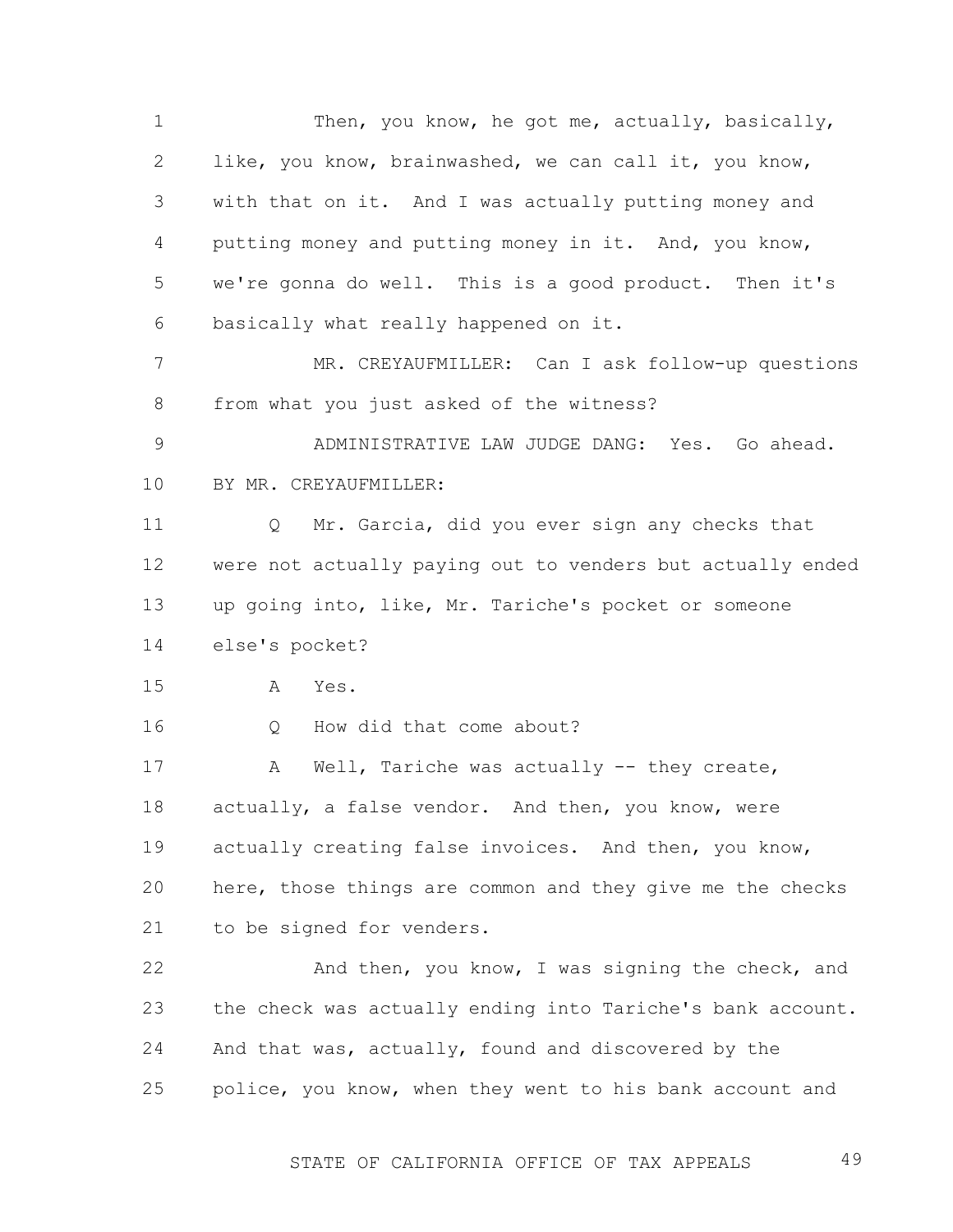Then, you know, he got me, actually, basically, like, you know, brainwashed, we can call it, you know, with that on it. And I was actually putting money and putting money and putting money in it. And, you know, we're gonna do well. This is a good product. Then it's basically what really happened on it.

MR. CREYAUFMILLER: Can I ask follow-up questions from what you just asked of the witness?

ADMINISTRATIVE LAW JUDGE DANG: Yes. Go ahead.

BY MR. CREYAUFMILLER:

Q Mr. Garcia, did you ever sign any checks that were not actually paying out to venders but actually ended up going into, like, Mr. Tariche's pocket or someone else's pocket?

A Yes.

Q How did that come about?

A Well, Tariche was actually -- they create, actually, a false vendor. And then, you know, were actually creating false invoices. And then, you know, here, those things are common and they give me the checks to be signed for venders.

And then, you know, I was signing the check, and the check was actually ending into Tariche's bank account. And that was, actually, found and discovered by the police, you know, when they went to his bank account and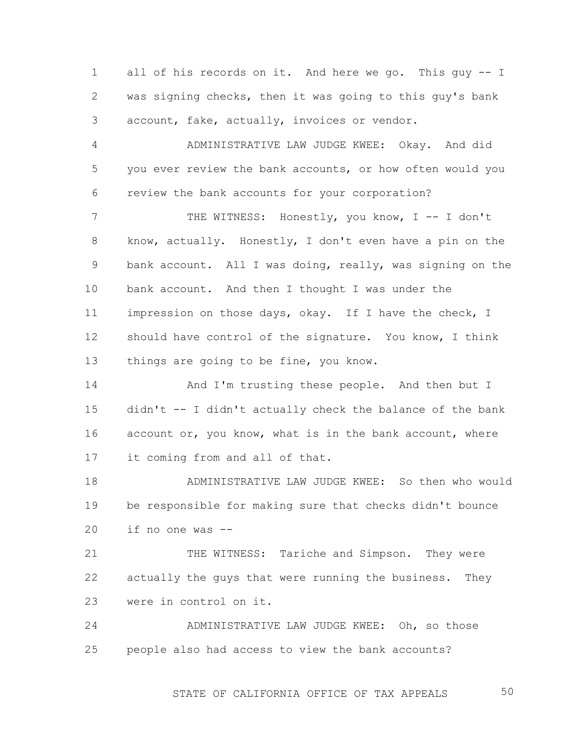all of his records on it. And here we go. This guy -- I was signing checks, then it was going to this guy's bank account, fake, actually, invoices or vendor.

ADMINISTRATIVE LAW JUDGE KWEE: Okay. And did you ever review the bank accounts, or how often would you review the bank accounts for your corporation?

THE WITNESS: Honestly, you know, I -- I don't know, actually. Honestly, I don't even have a pin on the bank account. All I was doing, really, was signing on the bank account. And then I thought I was under the impression on those days, okay. If I have the check, I should have control of the signature. You know, I think things are going to be fine, you know.

And I'm trusting these people. And then but I didn't -- I didn't actually check the balance of the bank account or, you know, what is in the bank account, where it coming from and all of that.

ADMINISTRATIVE LAW JUDGE KWEE: So then who would be responsible for making sure that checks didn't bounce if no one was --

THE WITNESS: Tariche and Simpson. They were actually the guys that were running the business. They were in control on it.

ADMINISTRATIVE LAW JUDGE KWEE: Oh, so those people also had access to view the bank accounts?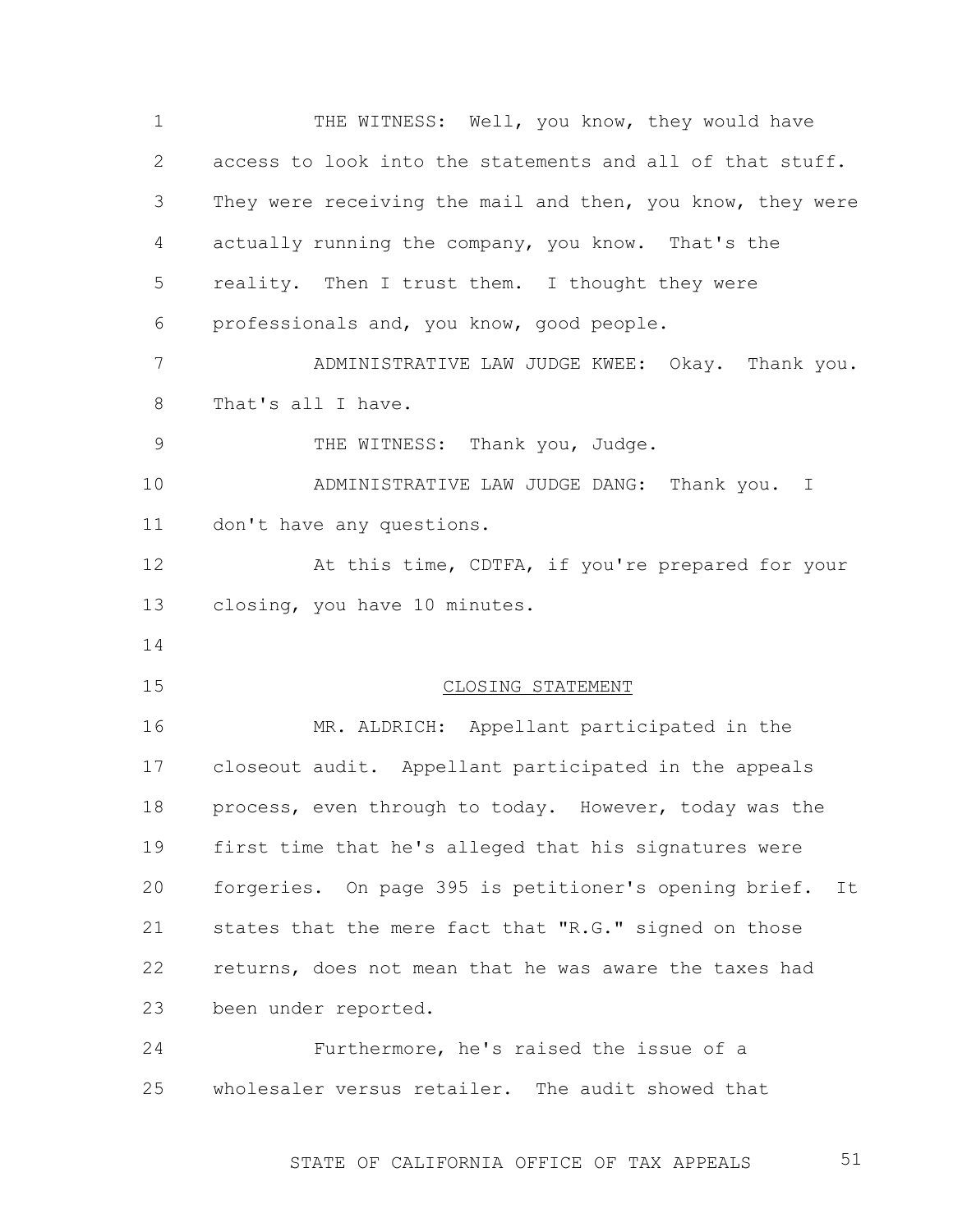THE WITNESS: Well, you know, they would have access to look into the statements and all of that stuff. They were receiving the mail and then, you know, they were actually running the company, you know. That's the reality. Then I trust them. I thought they were professionals and, you know, good people.

ADMINISTRATIVE LAW JUDGE KWEE: Okay. Thank you. That's all I have.

THE WITNESS: Thank you, Judge.

ADMINISTRATIVE LAW JUDGE DANG: Thank you. I don't have any questions.

At this time, CDTFA, if you're prepared for your closing, you have 10 minutes.

## CLOSING STATEMENT

MR. ALDRICH: Appellant participated in the closeout audit. Appellant participated in the appeals process, even through to today. However, today was the first time that he's alleged that his signatures were forgeries. On page 395 is petitioner's opening brief. It states that the mere fact that "R.G." signed on those returns, does not mean that he was aware the taxes had been under reported.

Furthermore, he's raised the issue of a wholesaler versus retailer. The audit showed that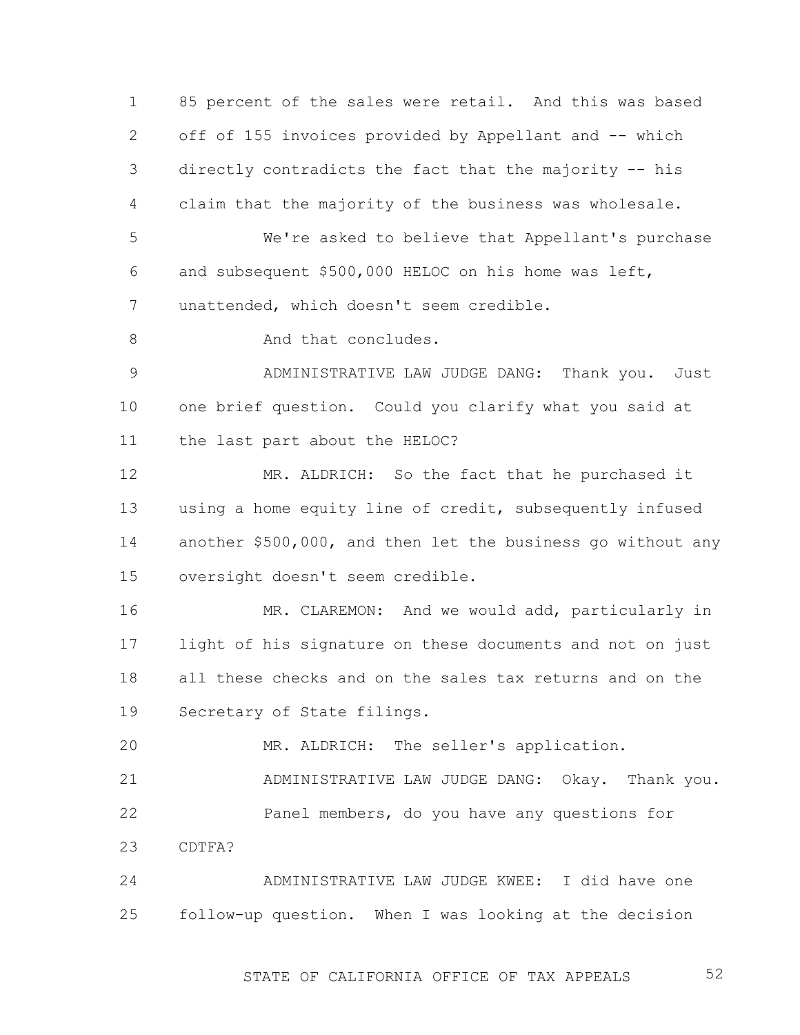85 percent of the sales were retail. And this was based off of 155 invoices provided by Appellant and -- which directly contradicts the fact that the majority -- his claim that the majority of the business was wholesale.

We're asked to believe that Appellant's purchase and subsequent $500,000 HELOC on his home was left, unattended, which doesn't seem credible.

And that concludes.

ADMINISTRATIVE LAW JUDGE DANG: Thank you. Just one brief question. Could you clarify what you said at the last part about the HELOC?

MR. ALDRICH: So the fact that he purchased it using a home equity line of credit, subsequently infused another $500,000, and then let the business go without any oversight doesn't seem credible.

MR. CLAREMON: And we would add, particularly in light of his signature on these documents and not on just all these checks and on the sales tax returns and on the Secretary of State filings.

MR. ALDRICH: The seller's application.

ADMINISTRATIVE LAW JUDGE DANG: Okay. Thank you.

Panel members, do you have any questions for CDTFA?

ADMINISTRATIVE LAW JUDGE KWEE: I did have one follow-up question. When I was looking at the decision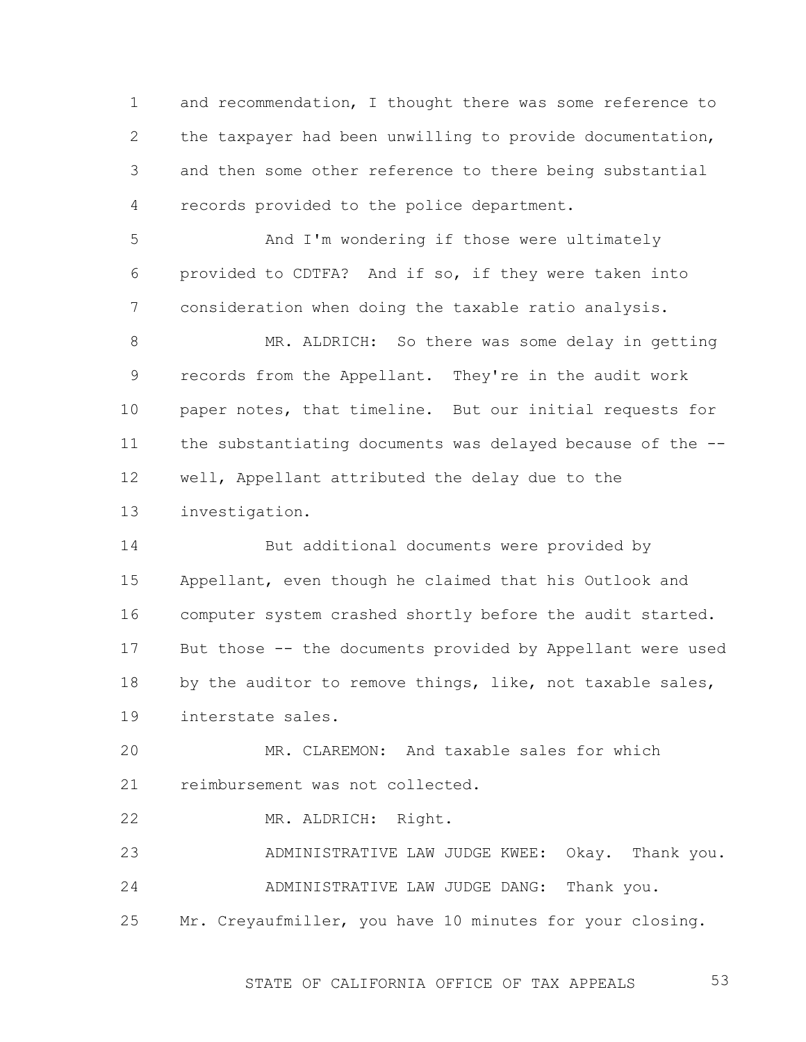1 and recommendation, I thought there was some reference to
2 the taxpayer had been unwilling to provide documentation,
3 and then some other reference to there being substantial
4 records provided to the police department.

5 And I'm wondering if those were ultimately
6 provided to CDTFA? And if so, if they were taken into
7 consideration when doing the taxable ratio analysis.

8 MR. ALDRICH: So there was some delay in getting
9 records from the Appellant. They're in the audit work
10 paper notes, that timeline. But our initial requests for
11 the substantiating documents was delayed because of the --
12 well, Appellant attributed the delay due to the
13 investigation.

14 But additional documents were provided by
15 Appellant, even though he claimed that his Outlook and
16 computer system crashed shortly before the audit started.
17 But those -- the documents provided by Appellant were used
18 by the auditor to remove things, like, not taxable sales,
19 interstate sales.

20 MR. CLAREMON: And taxable sales for which
21 reimbursement was not collected.

22 MR. ALDRICH: Right.

23 ADMINISTRATIVE LAW JUDGE KWEE: Okay. Thank you.

24 ADMINISTRATIVE LAW JUDGE DANG: Thank you.

25 Mr. Creyaufmiller, you have 10 minutes for your closing.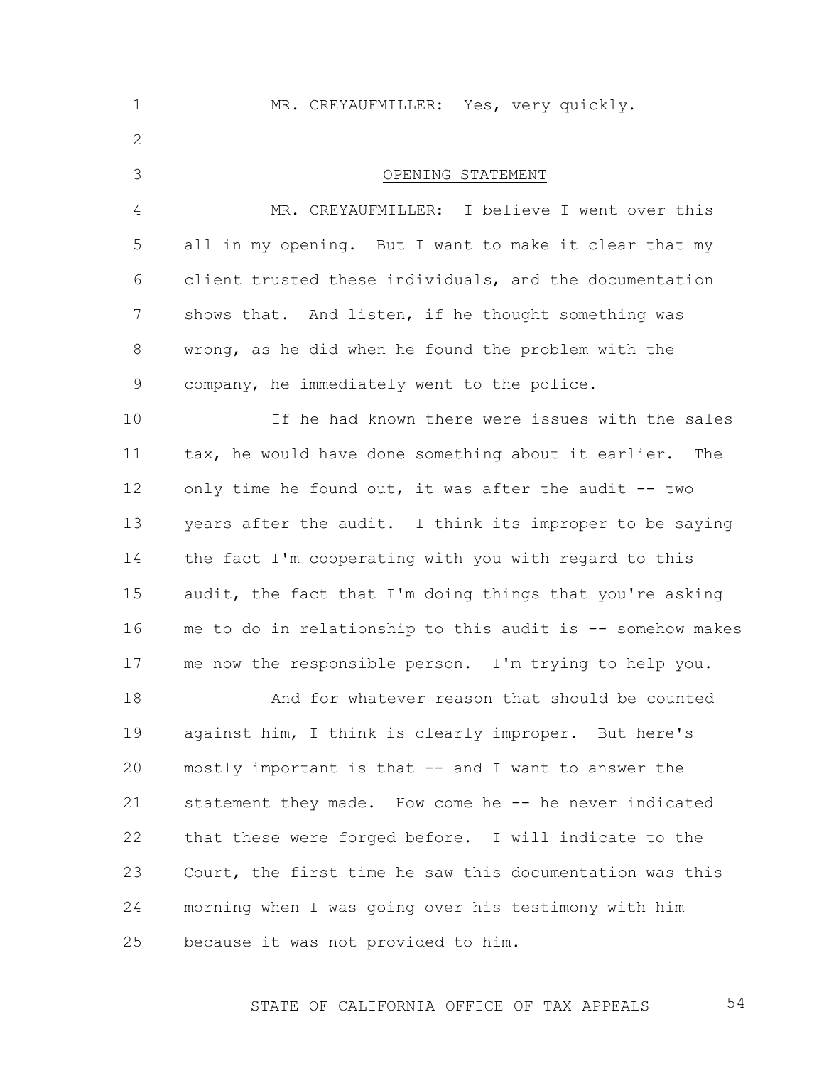MR. CREYAUFMILLER: Yes, very quickly.

OPENING STATEMENT

MR. CREYAUFMILLER: I believe I went over this all in my opening. But I want to make it clear that my client trusted these individuals, and the documentation shows that. And listen, if he thought something was wrong, as he did when he found the problem with the company, he immediately went to the police.

If he had known there were issues with the sales tax, he would have done something about it earlier. The only time he found out, it was after the audit -- two years after the audit. I think its improper to be saying the fact I'm cooperating with you with regard to this audit, the fact that I'm doing things that you're asking me to do in relationship to this audit is -- somehow makes me now the responsible person. I'm trying to help you.

And for whatever reason that should be counted against him, I think is clearly improper. But here's mostly important is that -- and I want to answer the statement they made. How come he -- he never indicated that these were forged before. I will indicate to the Court, the first time he saw this documentation was this morning when I was going over his testimony with him because it was not provided to him.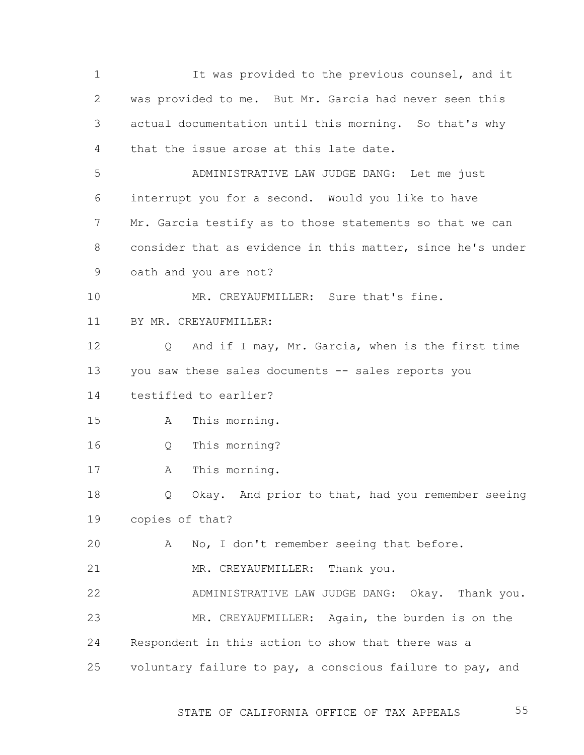It was provided to the previous counsel, and it was provided to me. But Mr. Garcia had never seen this actual documentation until this morning. So that's why that the issue arose at this late date.

ADMINISTRATIVE LAW JUDGE DANG: Let me just interrupt you for a second. Would you like to have Mr. Garcia testify as to those statements so that we can consider that as evidence in this matter, since he's under oath and you are not?

MR. CREYAUFMILLER: Sure that's fine.

BY MR. CREYAUFMILLER:

Q And if I may, Mr. Garcia, when is the first time you saw these sales documents -- sales reports you testified to earlier?

A This morning.

Q This morning?

A This morning.

Q Okay. And prior to that, had you remember seeing copies of that?

A No, I don't remember seeing that before.

MR. CREYAUFMILLER: Thank you.

ADMINISTRATIVE LAW JUDGE DANG: Okay. Thank you.

MR. CREYAUFMILLER: Again, the burden is on the Respondent in this action to show that there was a voluntary failure to pay, a conscious failure to pay, and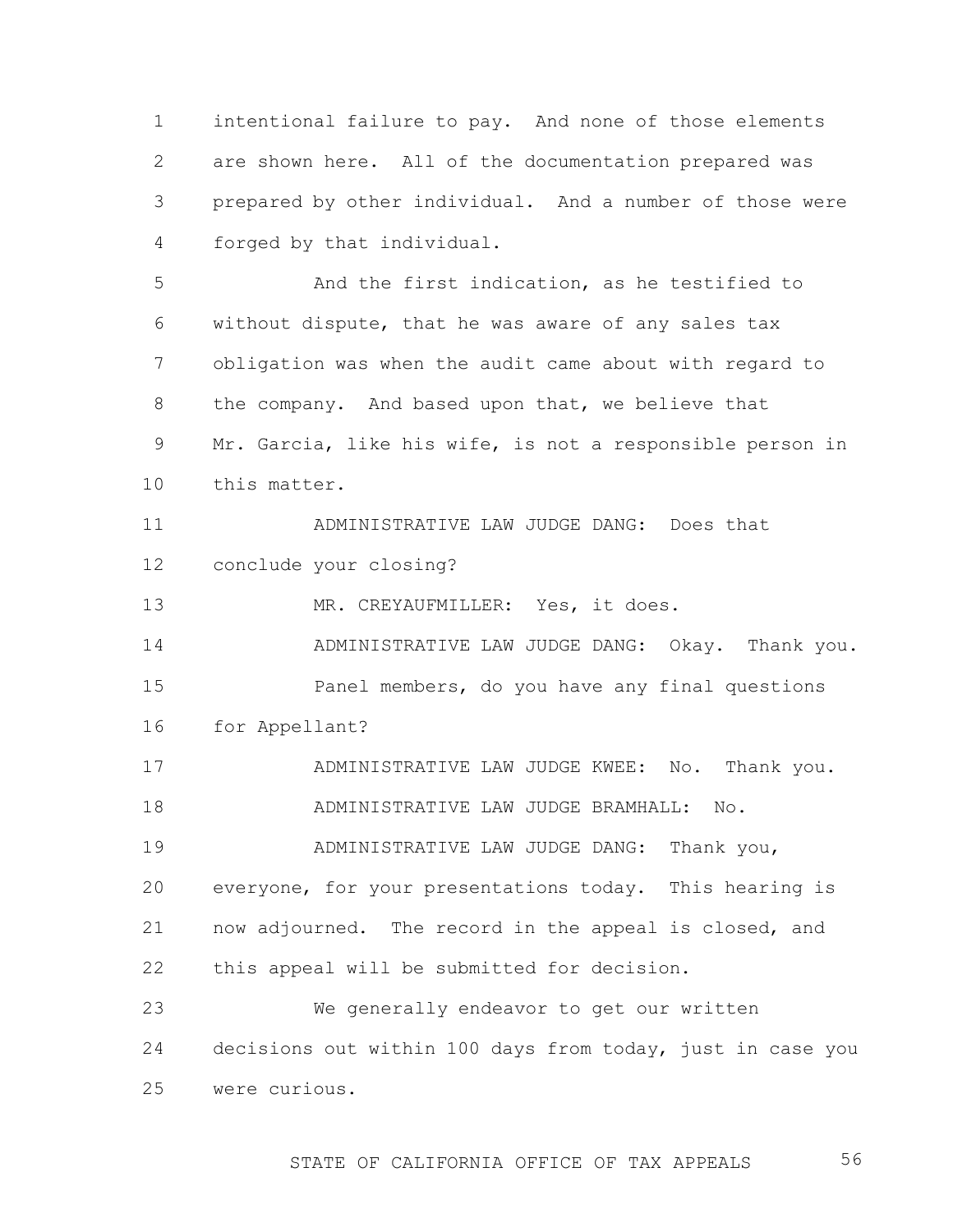intentional failure to pay. And none of those elements are shown here. All of the documentation prepared was prepared by other individual. And a number of those were forged by that individual.

And the first indication, as he testified to without dispute, that he was aware of any sales tax obligation was when the audit came about with regard to the company. And based upon that, we believe that Mr. Garcia, like his wife, is not a responsible person in this matter.

ADMINISTRATIVE LAW JUDGE DANG: Does that conclude your closing?

MR. CREYAUFMILLER: Yes, it does.

ADMINISTRATIVE LAW JUDGE DANG: Okay. Thank you.

Panel members, do you have any final questions for Appellant?

ADMINISTRATIVE LAW JUDGE KWEE: No. Thank you.

ADMINISTRATIVE LAW JUDGE BRAMHALL: No.

ADMINISTRATIVE LAW JUDGE DANG: Thank you, everyone, for your presentations today. This hearing is now adjourned. The record in the appeal is closed, and this appeal will be submitted for decision.

We generally endeavor to get our written decisions out within 100 days from today, just in case you were curious.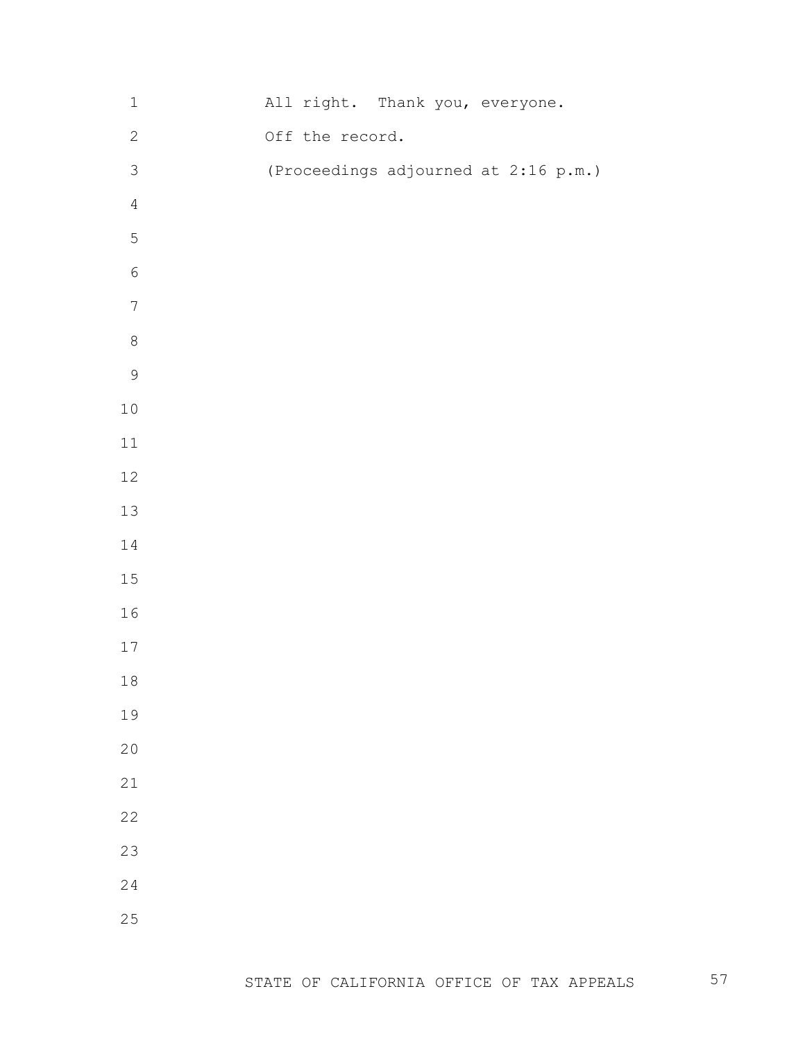All right. Thank you, everyone.

Off the record.

(Proceedings adjourned at 2:16 p.m.)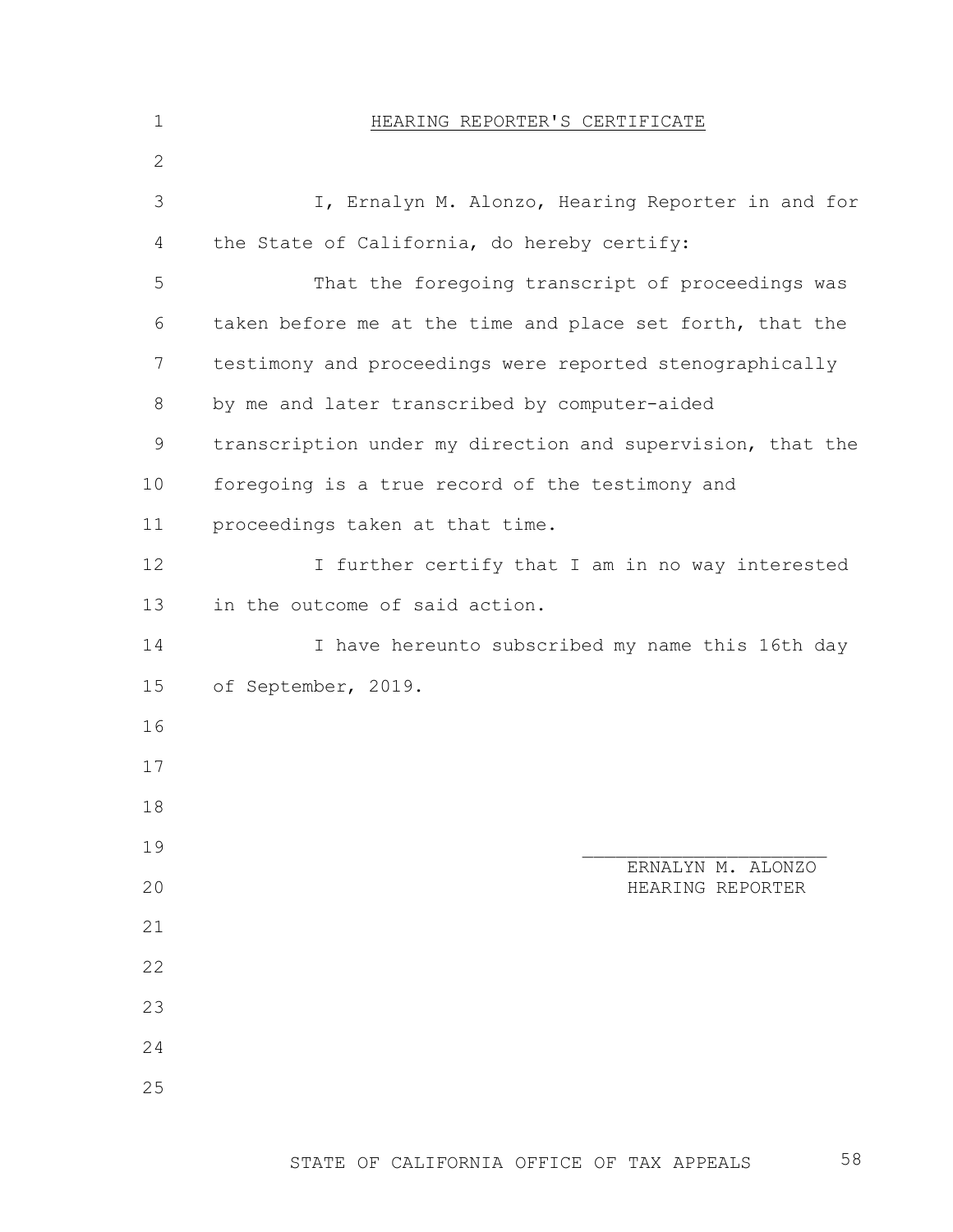# HEARING REPORTER'S CERTIFICATE

I, Ernalyn M. Alonzo, Hearing Reporter in and for the State of California, do hereby certify:

That the foregoing transcript of proceedings was taken before me at the time and place set forth, that the testimony and proceedings were reported stenographically by me and later transcribed by computer-aided transcription under my direction and supervision, that the foregoing is a true record of the testimony and proceedings taken at that time.

I further certify that I am in no way interested in the outcome of said action.

I have hereunto subscribed my name this 16th day of September, 2019.

______________________

ERNALYN M. ALONZO
HEARING REPORTER